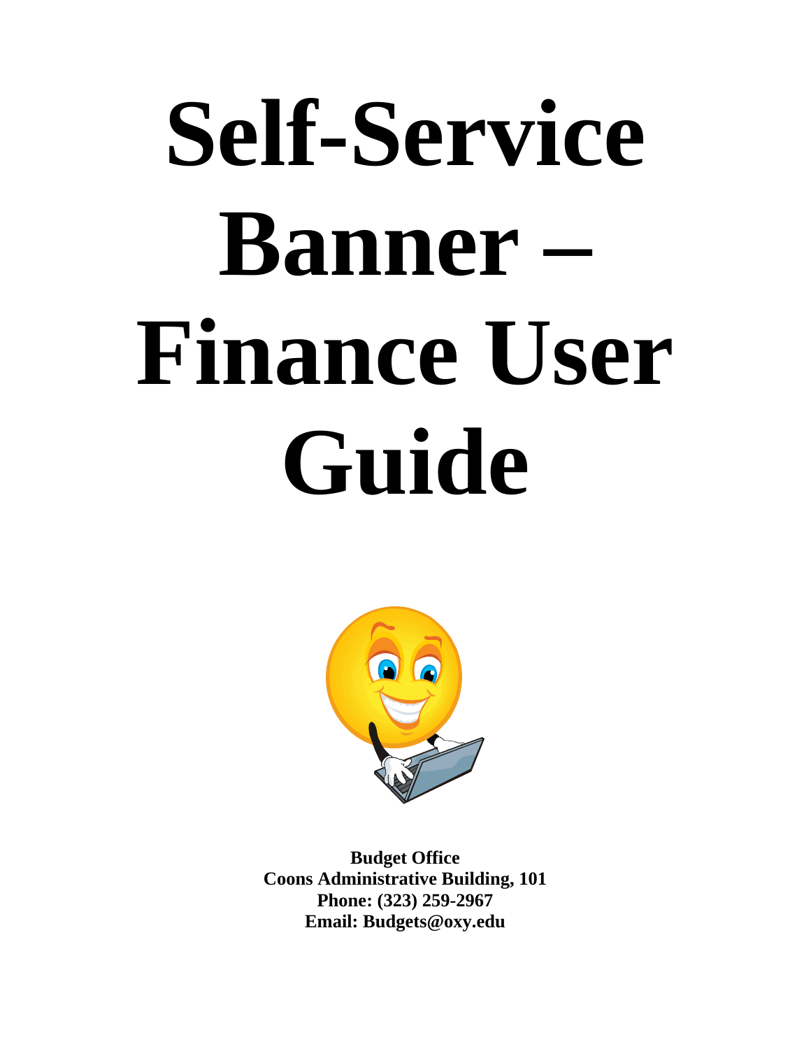# Self-Service Banner – Finance User Guide

**Budget Office**
**Coons Administrative Building, 101**
**Phone: (323) 259-2967**
**Email: Budgets@oxy.edu**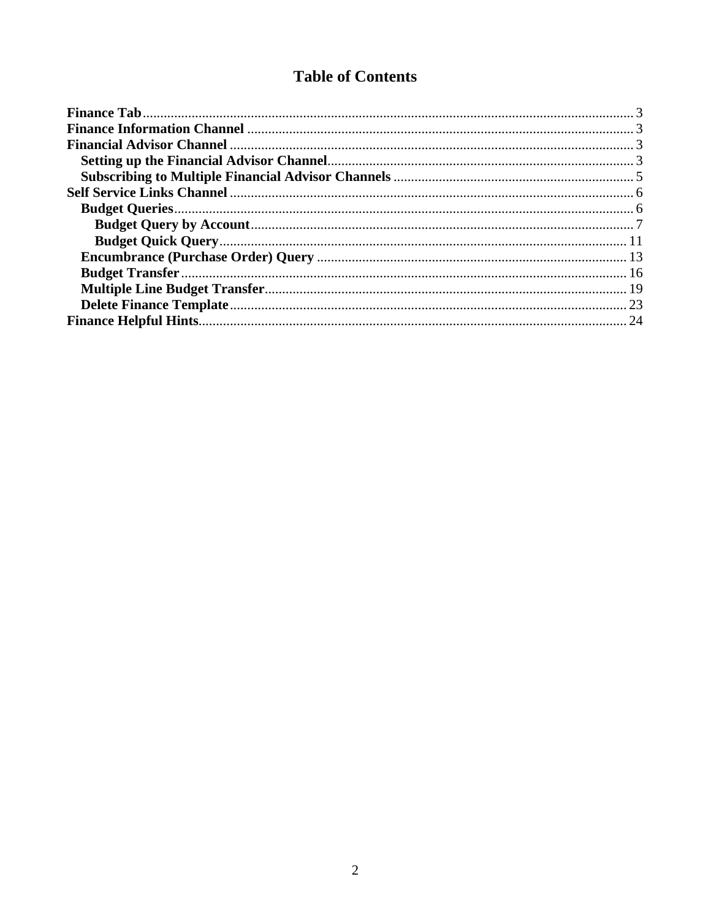# Table of Contents

- **Finance Tab** ... 3
- **Finance Information Channel** ... 3
- **Financial Advisor Channel** ... 3
  - **Setting up the Financial Advisor Channel** ... 3
  - **Subscribing to Multiple Financial Advisor Channels** ... 5
- **Self Service Links Channel** ... 6
  - **Budget Queries** ... 6
    - **Budget Query by Account** ... 7
    - **Budget Quick Query** ... 11
  - **Encumbrance (Purchase Order) Query** ... 13
  - **Budget Transfer** ... 16
  - **Multiple Line Budget Transfer** ... 19
  - **Delete Finance Template** ... 23
- **Finance Helpful Hints** ... 24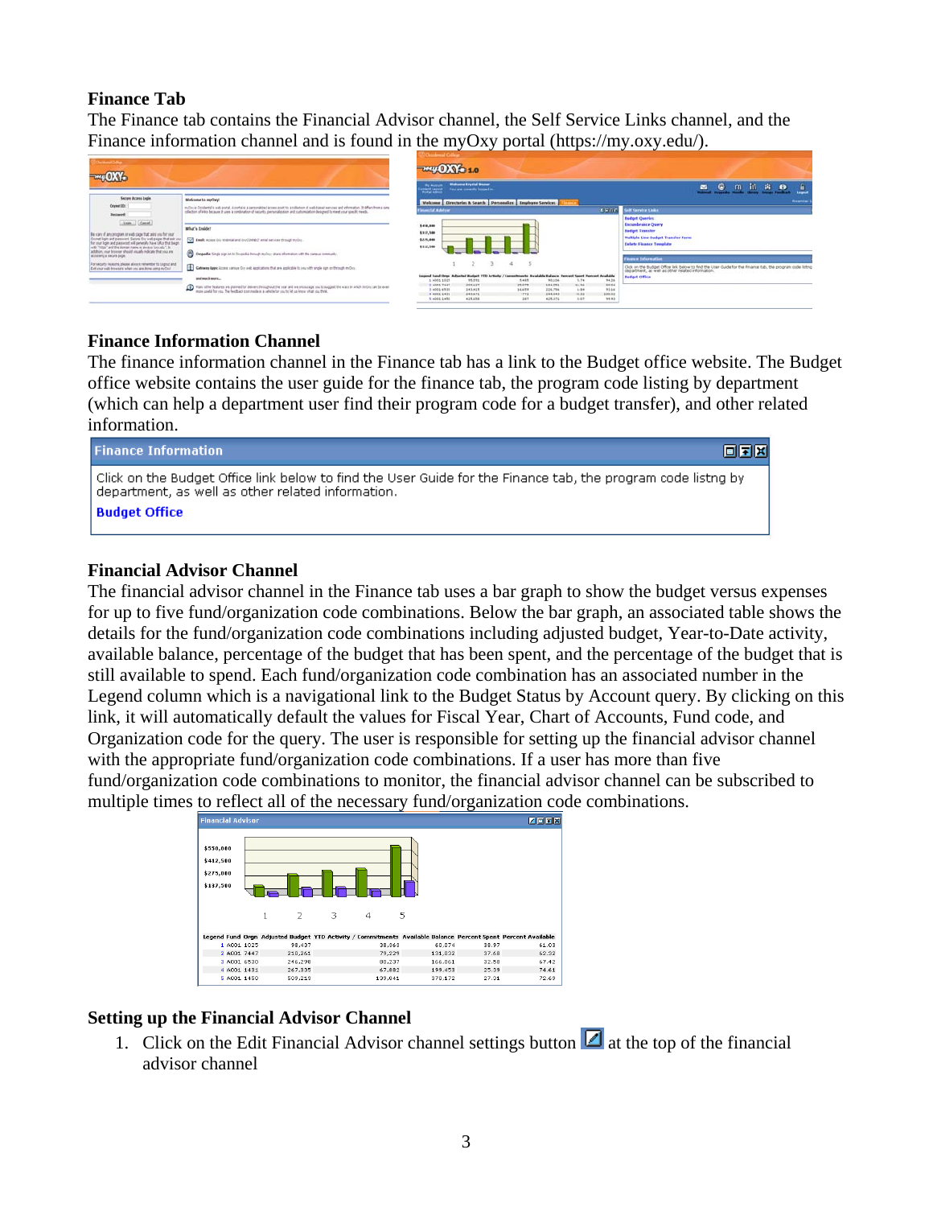### Finance Tab

The Finance tab contains the Financial Advisor channel, the Self Service Links channel, and the Finance information channel and is found in the myOxy portal (https://my.oxy.edu/).

### Finance Information Channel

The finance information channel in the Finance tab has a link to the Budget office website. The Budget office website contains the user guide for the finance tab, the program code listing by department (which can help a department user find their program code for a budget transfer), and other related information.

**Finance Information**

Click on the Budget Office link below to find the User Guide for the Finance tab, the program code listng by department, as well as other related information.

**Budget Office**

### Financial Advisor Channel

The financial advisor channel in the Finance tab uses a bar graph to show the budget versus expenses for up to five fund/organization code combinations. Below the bar graph, an associated table shows the details for the fund/organization code combinations including adjusted budget, Year-to-Date activity, available balance, percentage of the budget that has been spent, and the percentage of the budget that is still available to spend. Each fund/organization code combination has an associated number in the Legend column which is a navigational link to the Budget Status by Account query. By clicking on this link, it will automatically default the values for Fiscal Year, Chart of Accounts, Fund code, and Organization code for the query. The user is responsible for setting up the financial advisor channel with the appropriate fund/organization code combinations. If a user has more than five fund/organization code combinations to monitor, the financial advisor channel can be subscribed to multiple times to reflect all of the necessary fund/organization code combinations.

**Financial Advisor**

| Legend | Fund | Orgn | Adjusted Budget | YTD Activity / Commitments | Available Balance | Percent Spent | Percent Available |
|---|---|---|---|---|---|---|---|
| 1 | A001 | 1025 | 98,437 | 38,363 | 60,074 | 38.97 | 61.03 |
| 2 | A001 | 7447 | 210,261 | 79,229 | 131,032 | 37.68 | 62.32 |
| 3 | A001 | 6530 | 246,298 | 80,237 | 166,061 | 32.58 | 67.42 |
| 4 | A001 | 1431 | 267,335 | 67,882 | 199,453 | 25.39 | 74.61 |
| 5 | A001 | 1450 | 509,213 | 139,041 | 370,172 | 27.31 | 72.69 |

### Setting up the Financial Advisor Channel

1. Click on the Edit Financial Advisor channel settings button at the top of the financial advisor channel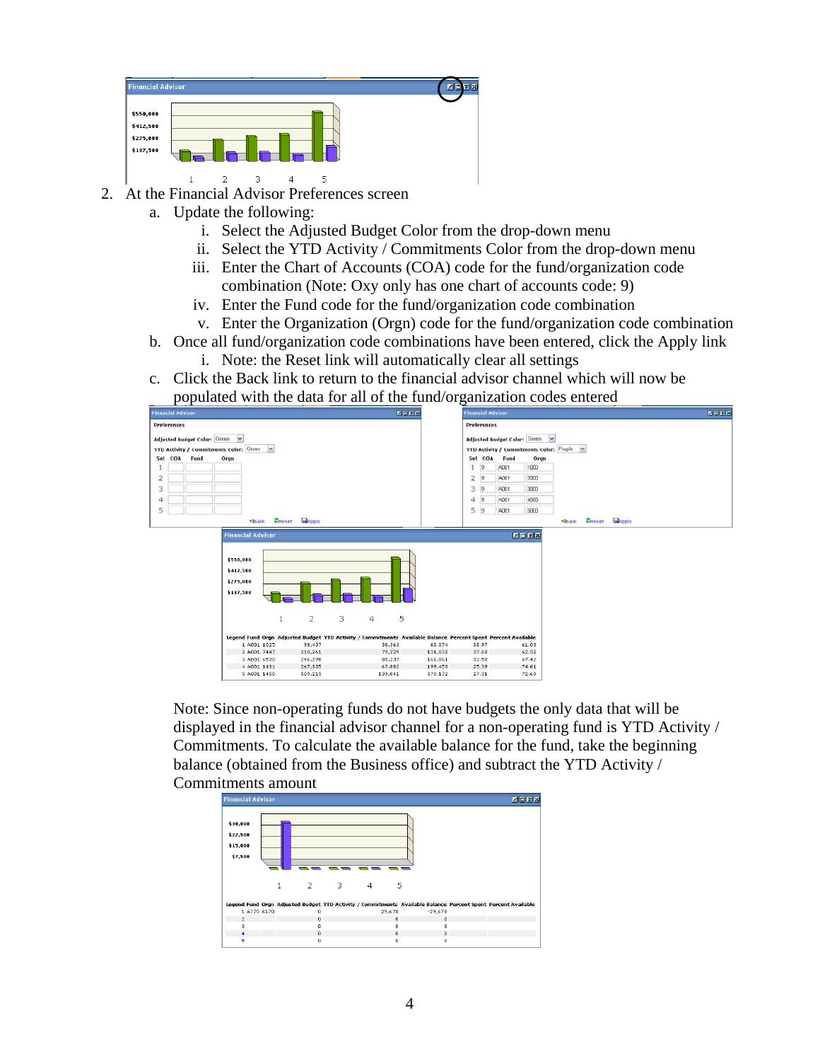2. At the Financial Advisor Preferences screen
   a. Update the following:
      i. Select the Adjusted Budget Color from the drop-down menu
      ii. Select the YTD Activity / Commitments Color from the drop-down menu
      iii. Enter the Chart of Accounts (COA) code for the fund/organization code combination (Note: Oxy only has one chart of accounts code: 9)
      iv. Enter the Fund code for the fund/organization code combination
      v. Enter the Organization (Orgn) code for the fund/organization code combination
   b. Once all fund/organization code combinations have been entered, click the Apply link
      i. Note: the Reset link will automatically clear all settings
   c. Click the Back link to return to the financial advisor channel which will now be populated with the data for all of the fund/organization codes entered

Note: Since non-operating funds do not have budgets the only data that will be displayed in the financial advisor channel for a non-operating fund is YTD Activity / Commitments. To calculate the available balance for the fund, take the beginning balance (obtained from the Business office) and subtract the YTD Activity / Commitments amount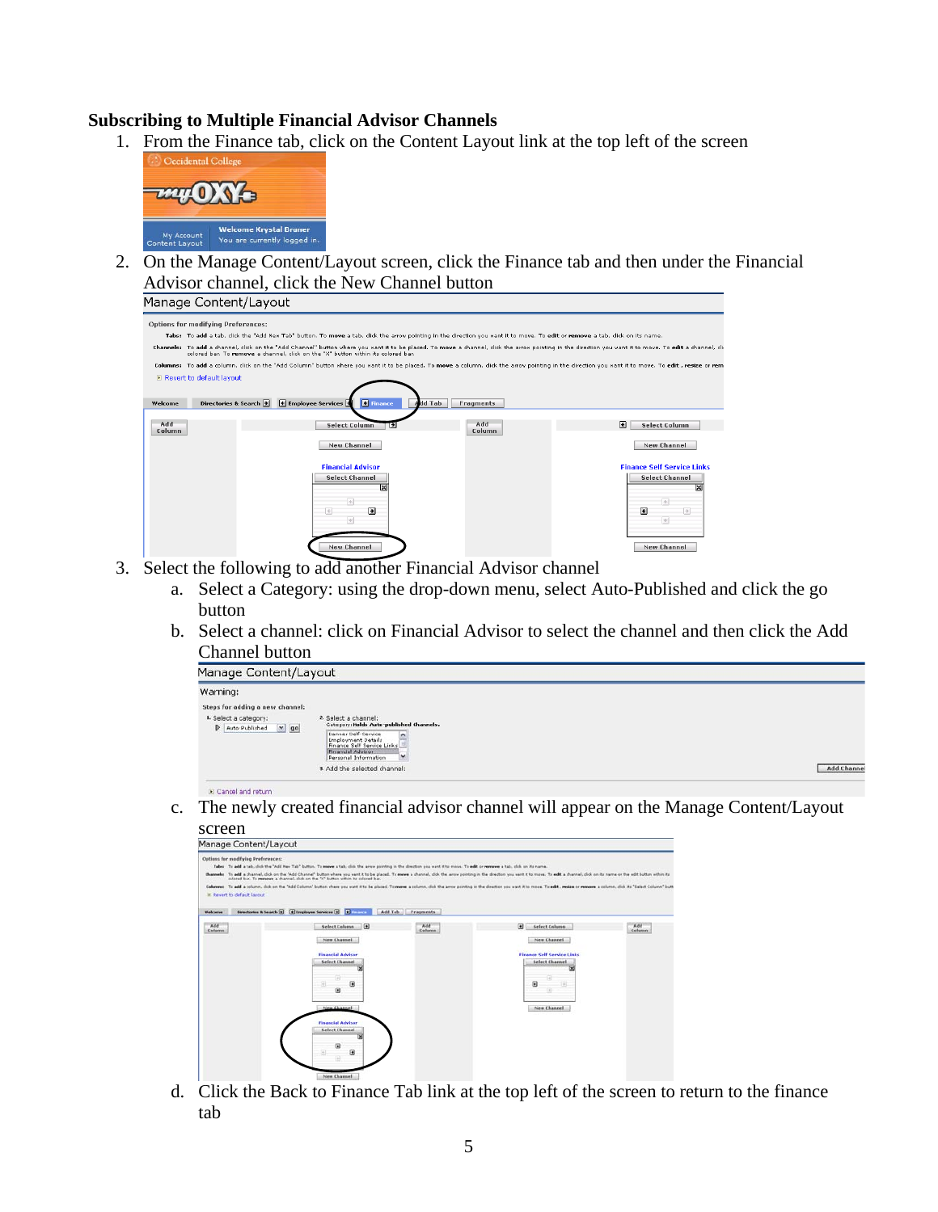**Subscribing to Multiple Financial Advisor Channels**

1. From the Finance tab, click on the Content Layout link at the top left of the screen
2. On the Manage Content/Layout screen, click the Finance tab and then under the Financial Advisor channel, click the New Channel button
3. Select the following to add another Financial Advisor channel
   a. Select a Category: using the drop-down menu, select Auto-Published and click the go button
   b. Select a channel: click on Financial Advisor to select the channel and then click the Add Channel button
   c. The newly created financial advisor channel will appear on the Manage Content/Layout screen
   d. Click the Back to Finance Tab link at the top left of the screen to return to the finance tab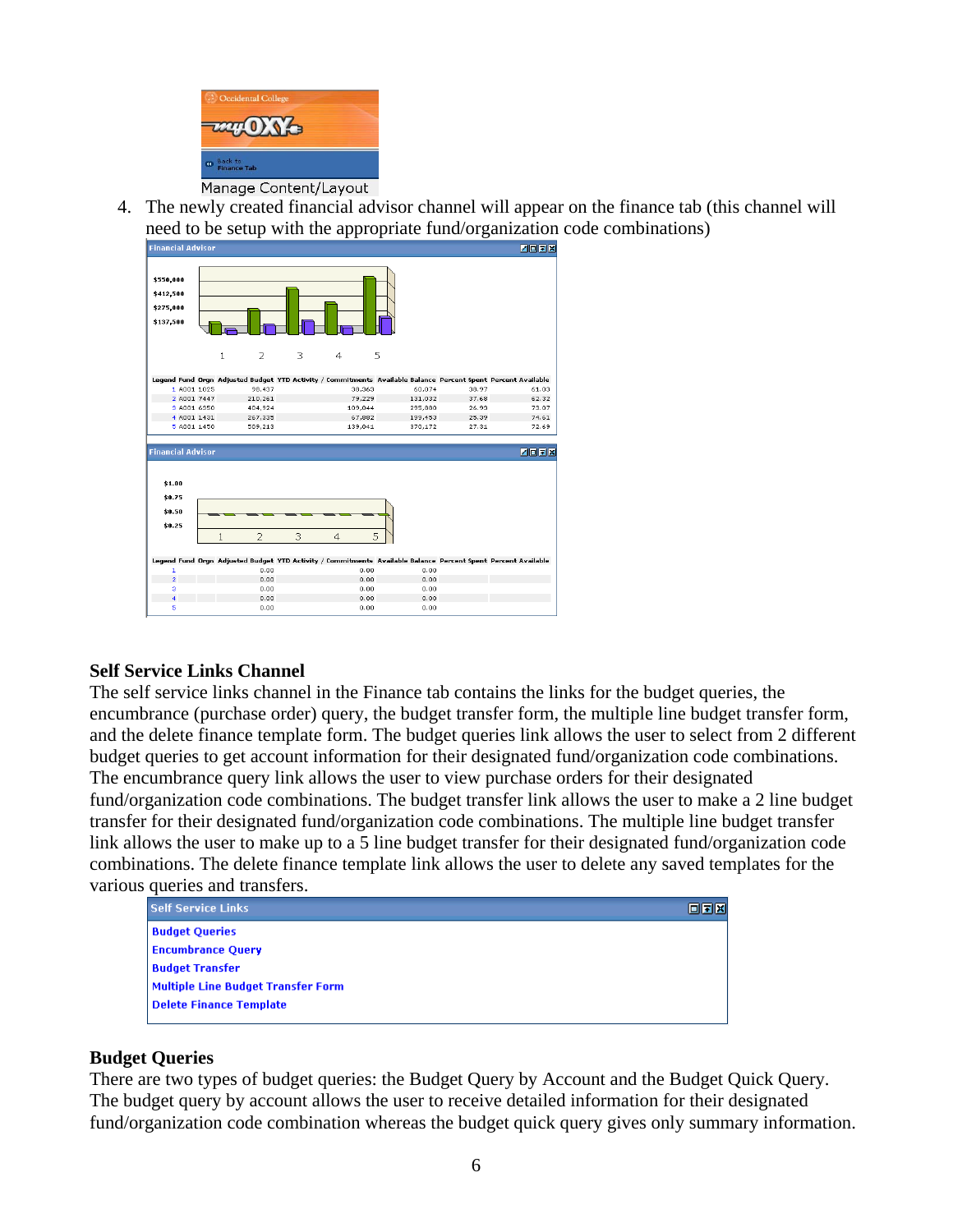Manage Content/Layout

4. The newly created financial advisor channel will appear on the finance tab (this channel will need to be setup with the appropriate fund/organization code combinations)

**Financial Advisor**

| Legend | Fund | Orgn | Adjusted Budget | YTD Activity / Commitments | Available Balance | Percent Spent | Percent Available |
|---|---|---|---|---|---|---|---|
| 1 | A001 | 1025 | 98,437 | 38,363 | 60,074 | 38.97 | 61.03 |
| 2 | A001 | 7447 | 210,261 | 79,229 | 131,032 | 37.68 | 62.32 |
| 3 | A001 | 6350 | 404,924 | 109,044 | 295,880 | 26.93 | 73.07 |
| 4 | A001 | 1431 | 267,335 | 67,882 | 199,453 | 25.39 | 74.61 |
| 5 | A001 | 1450 | 509,213 | 139,041 | 370,172 | 27.31 | 72.69 |

**Financial Advisor**

| Legend | Fund | Orgn | Adjusted Budget | YTD Activity / Commitments | Available Balance | Percent Spent | Percent Available |
|---|---|---|---|---|---|---|---|
| 1 | | | 0.00 | 0.00 | 0.00 | | |
| 2 | | | 0.00 | 0.00 | 0.00 | | |
| 3 | | | 0.00 | 0.00 | 0.00 | | |
| 4 | | | 0.00 | 0.00 | 0.00 | | |
| 5 | | | 0.00 | 0.00 | 0.00 | | |

## Self Service Links Channel

The self service links channel in the Finance tab contains the links for the budget queries, the encumbrance (purchase order) query, the budget transfer form, the multiple line budget transfer form, and the delete finance template form. The budget queries link allows the user to select from 2 different budget queries to get account information for their designated fund/organization code combinations. The encumbrance query link allows the user to view purchase orders for their designated fund/organization code combinations. The budget transfer link allows the user to make a 2 line budget transfer for their designated fund/organization code combinations. The multiple line budget transfer link allows the user to make up to a 5 line budget transfer for their designated fund/organization code combinations. The delete finance template link allows the user to delete any saved templates for the various queries and transfers.

**Self Service Links**

- Budget Queries
- Encumbrance Query
- Budget Transfer
- Multiple Line Budget Transfer Form
- Delete Finance Template

## Budget Queries

There are two types of budget queries: the Budget Query by Account and the Budget Quick Query. The budget query by account allows the user to receive detailed information for their designated fund/organization code combination whereas the budget quick query gives only summary information.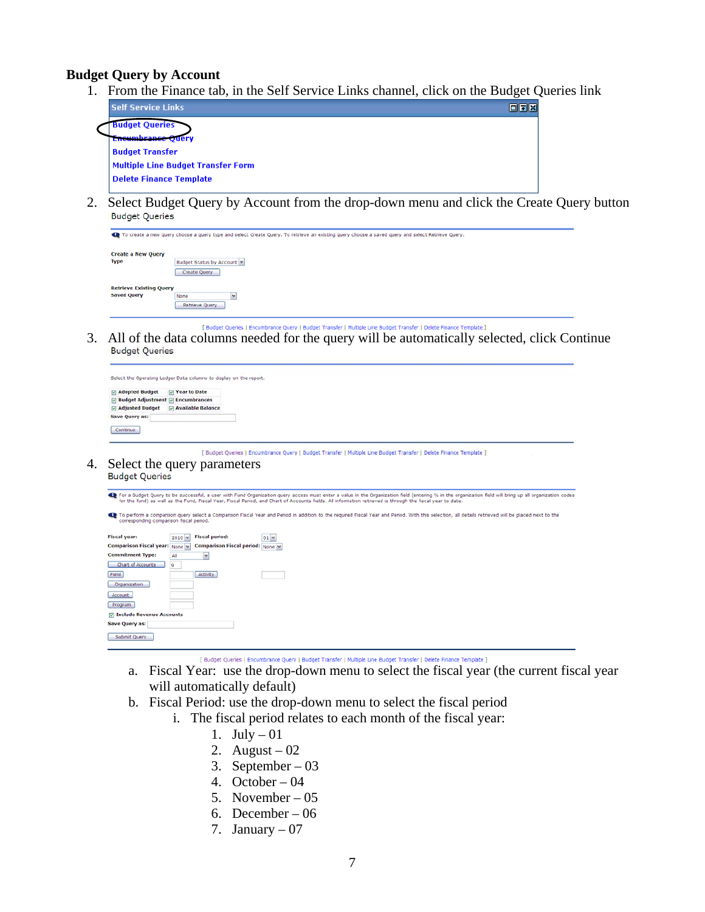## Budget Query by Account

1. From the Finance tab, in the Self Service Links channel, click on the Budget Queries link

   Self Service Links

   Budget Queries
   Encumbrance Query
   Budget Transfer
   Multiple Line Budget Transfer Form
   Delete Finance Template

2. Select Budget Query by Account from the drop-down menu and click the Create Query button

   Budget Queries

   To create a new query choose a query type and select Create Query. To retrieve an existing query choose a saved query and select Retrieve Query.

   Create a New Query
   Type: Budget Status by Account
   Create Query

   Retrieve Existing Query
   Saved Query: None
   Retrieve Query

   [ Budget Queries | Encumbrance Query | Budget Transfer | Multiple Line Budget Transfer | Delete Finance Template ]

3. All of the data columns needed for the query will be automatically selected, click Continue

   Budget Queries

   Select the Operating Ledger Data columns to display on the report.

   Adopted Budget | Year to Date
   Budget Adjustment | Encumbrances
   Adjusted Budget | Available Balance

   Save Query as:

   Continue

   [ Budget Queries | Encumbrance Query | Budget Transfer | Multiple Line Budget Transfer | Delete Finance Template ]

4. Select the query parameters

   Budget Queries

   For a Budget Query to be successful, a user with Fund Organization query access must enter a value in the Organization field (entering % in the organization field will bring up all organization codes for the fund) as well as the Fund, Fiscal Year, Fiscal Period, and Chart of Accounts fields. All information retrieved is through the fiscal year to date.

   To perform a comparison query select a Comparison Fiscal Year and Period in addition to the required Fiscal Year and Period. With this selection, all details retrieved will be placed next to the corresponding comparison fiscal period.

   Fiscal year: 2010 | Fiscal period: 01
   Comparison Fiscal year: None | Comparison Fiscal period: None
   Commitment Type: All
   Chart of Accounts: 9
   Fund | Activity
   Organization
   Account
   Program
   Include Revenue Accounts
   Save Query as:

   Submit Query

   [ Budget Queries | Encumbrance Query | Budget Transfer | Multiple Line Budget Transfer | Delete Finance Template ]

   a. Fiscal Year: use the drop-down menu to select the fiscal year (the current fiscal year will automatically default)
   b. Fiscal Period: use the drop-down menu to select the fiscal period
      i. The fiscal period relates to each month of the fiscal year:
         1. July – 01
         2. August – 02
         3. September – 03
         4. October – 04
         5. November – 05
         6. December – 06
         7. January – 07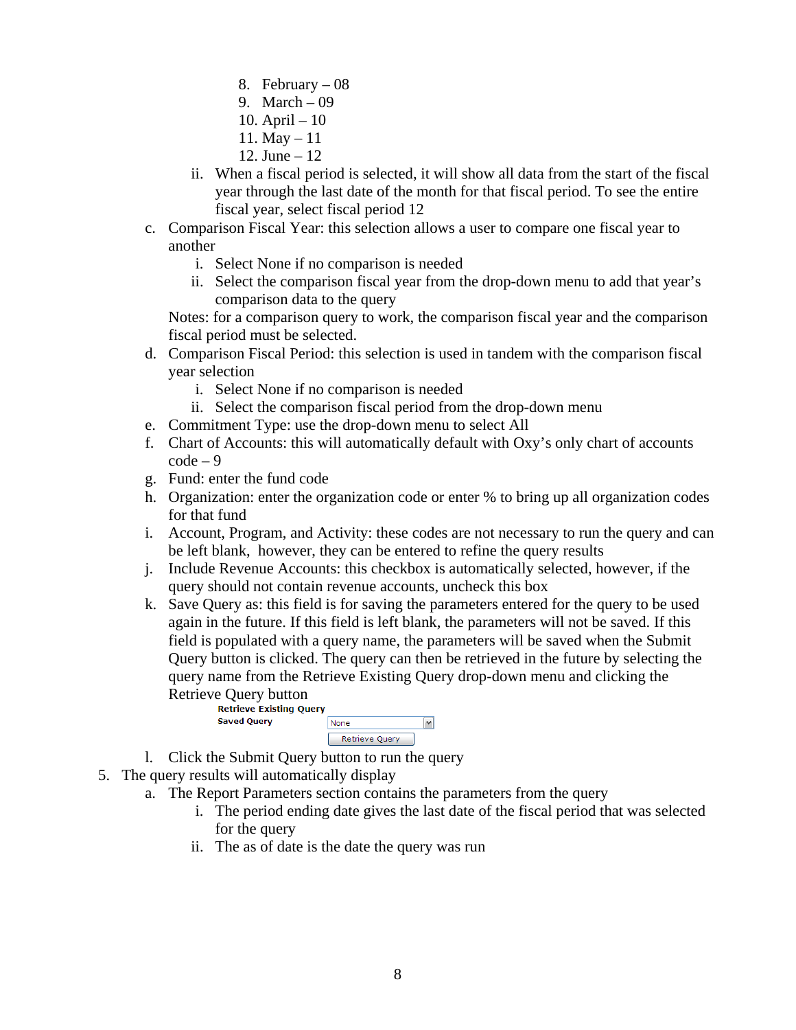8. February – 08
9. March – 09
10. April – 10
11. May – 11
12. June – 12

ii. When a fiscal period is selected, it will show all data from the start of the fiscal year through the last date of the month for that fiscal period. To see the entire fiscal year, select fiscal period 12

c. Comparison Fiscal Year: this selection allows a user to compare one fiscal year to another

   i. Select None if no comparison is needed

   ii. Select the comparison fiscal year from the drop-down menu to add that year's comparison data to the query

   Notes: for a comparison query to work, the comparison fiscal year and the comparison fiscal period must be selected.

d. Comparison Fiscal Period: this selection is used in tandem with the comparison fiscal year selection

   i. Select None if no comparison is needed

   ii. Select the comparison fiscal period from the drop-down menu

e. Commitment Type: use the drop-down menu to select All

f. Chart of Accounts: this will automatically default with Oxy's only chart of accounts code – 9

g. Fund: enter the fund code

h. Organization: enter the organization code or enter % to bring up all organization codes for that fund

i. Account, Program, and Activity: these codes are not necessary to run the query and can be left blank, however, they can be entered to refine the query results

j. Include Revenue Accounts: this checkbox is automatically selected, however, if the query should not contain revenue accounts, uncheck this box

k. Save Query as: this field is for saving the parameters entered for the query to be used again in the future. If this field is left blank, the parameters will not be saved. If this field is populated with a query name, the parameters will be saved when the Submit Query button is clicked. The query can then be retrieved in the future by selecting the query name from the Retrieve Existing Query drop-down menu and clicking the Retrieve Query button

   **Retrieve Existing Query**
   **Saved Query** None
   Retrieve Query

l. Click the Submit Query button to run the query

5. The query results will automatically display

   a. The Report Parameters section contains the parameters from the query

      i. The period ending date gives the last date of the fiscal period that was selected for the query

      ii. The as of date is the date the query was run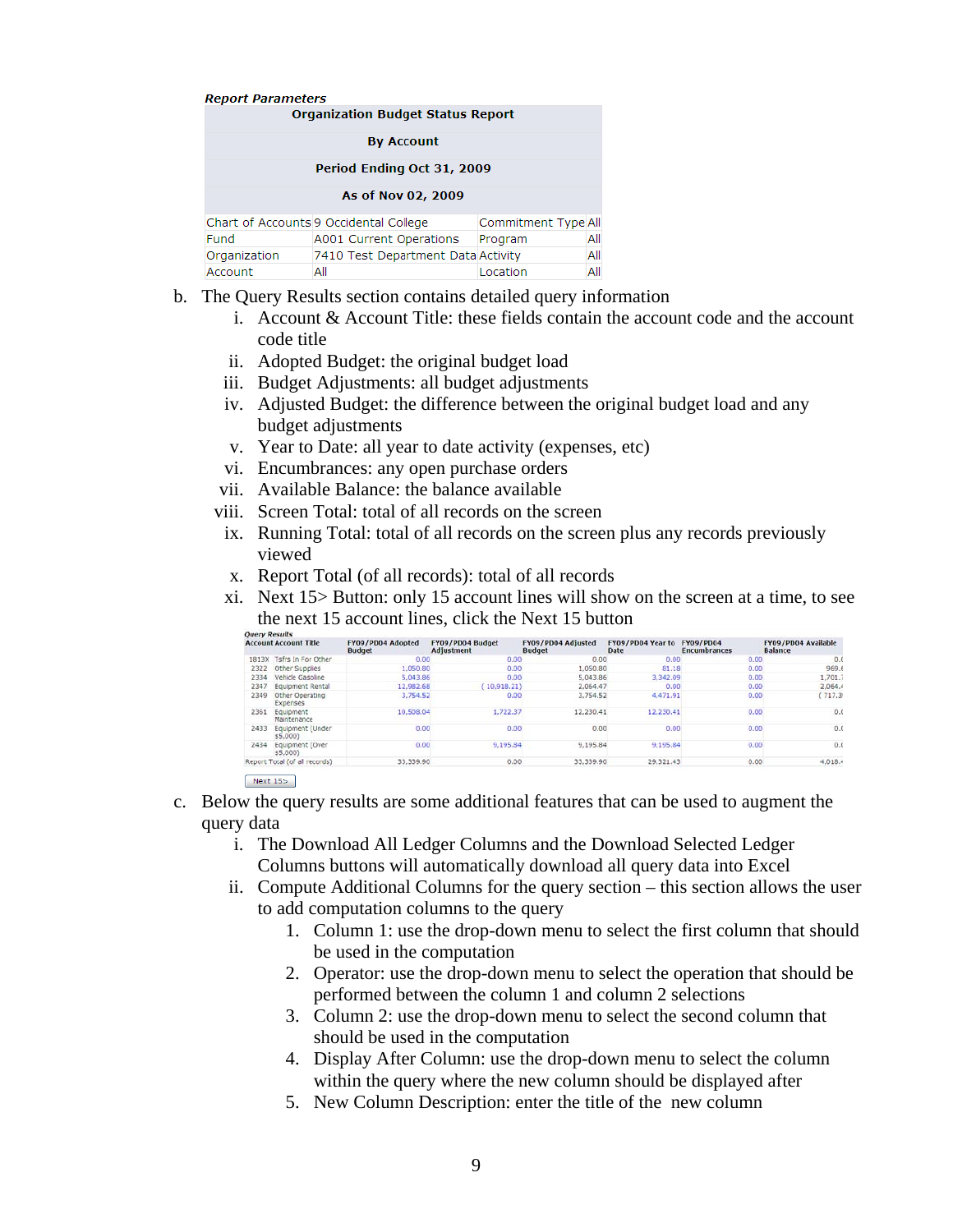*Report Parameters*

| Organization Budget Status Report | | | |
|---|---|---|---|
| By Account | | | |
| Period Ending Oct 31, 2009 | | | |
| As of Nov 02, 2009 | | | |
| Chart of Accounts | 9 Occidental College | Commitment Type | All |
| Fund | A001 Current Operations | Program | All |
| Organization | 7410 Test Department Data | Activity | All |
| Account | All | Location | All |

b. The Query Results section contains detailed query information
   i. Account & Account Title: these fields contain the account code and the account code title
   ii. Adopted Budget: the original budget load
   iii. Budget Adjustments: all budget adjustments
   iv. Adjusted Budget: the difference between the original budget load and any budget adjustments
   v. Year to Date: all year to date activity (expenses, etc)
   vi. Encumbrances: any open purchase orders
   vii. Available Balance: the balance available
   viii. Screen Total: total of all records on the screen
   ix. Running Total: total of all records on the screen plus any records previously viewed
   x. Report Total (of all records): total of all records
   xi. Next 15> Button: only 15 account lines will show on the screen at a time, to see the next 15 account lines, click the Next 15 button

*Query Results*

| Account | Account Title | FY09/PD04 Adopted Budget | FY09/PD04 Budget Adjustment | FY09/PD04 Adjusted Budget | FY09/PD04 Year to Date | FY09/PD04 Encumbrances | FY09/PD04 Available Balance |
|---|---|---|---|---|---|---|---|
| 1813X | Tsfrs In For Other | 0.00 | 0.00 | 0.00 | 0.00 | 0.00 | 0.( |
| 2322 | Other Supplies | 1,050.80 | 0.00 | 1,050.80 | 81.18 | 0.00 | 969.( |
| 2334 | Vehicle Gasoline | 5,043.86 | 0.00 | 5,043.86 | 3,342.09 | 0.00 | 1,701.: |
| 2347 | Equipment Rental | 12,982.68 | ( 10,918.21) | 2,064.47 | 0.00 | 0.00 | 2,064.4 |
| 2349 | Other Operating Expenses | 3,754.52 | 0.00 | 3,754.52 | 4,471.91 | 0.00 | ( 717.3 |
| 2361 | Equipment Maintenance | 10,508.04 | 1,722.37 | 12,230.41 | 12,230.41 | 0.00 | 0.( |
| 2433 | Equipment (Under $5,000) | 0.00 | 0.00 | 0.00 | 0.00 | 0.00 | 0.( |
| 2434 | Equipment (Over $5,000) | 0.00 | 9,195.84 | 9,195.84 | 9,195.84 | 0.00 | 0.( |
| Report Total (of all records) | | 33,339.90 | 0.00 | 33,339.90 | 29,321.43 | 0.00 | 4,018.4 |

Next 15>

c. Below the query results are some additional features that can be used to augment the query data
   i. The Download All Ledger Columns and the Download Selected Ledger Columns buttons will automatically download all query data into Excel
   ii. Compute Additional Columns for the query section – this section allows the user to add computation columns to the query
      1. Column 1: use the drop-down menu to select the first column that should be used in the computation
      2. Operator: use the drop-down menu to select the operation that should be performed between the column 1 and column 2 selections
      3. Column 2: use the drop-down menu to select the second column that should be used in the computation
      4. Display After Column: use the drop-down menu to select the column within the query where the new column should be displayed after
      5. New Column Description: enter the title of the new column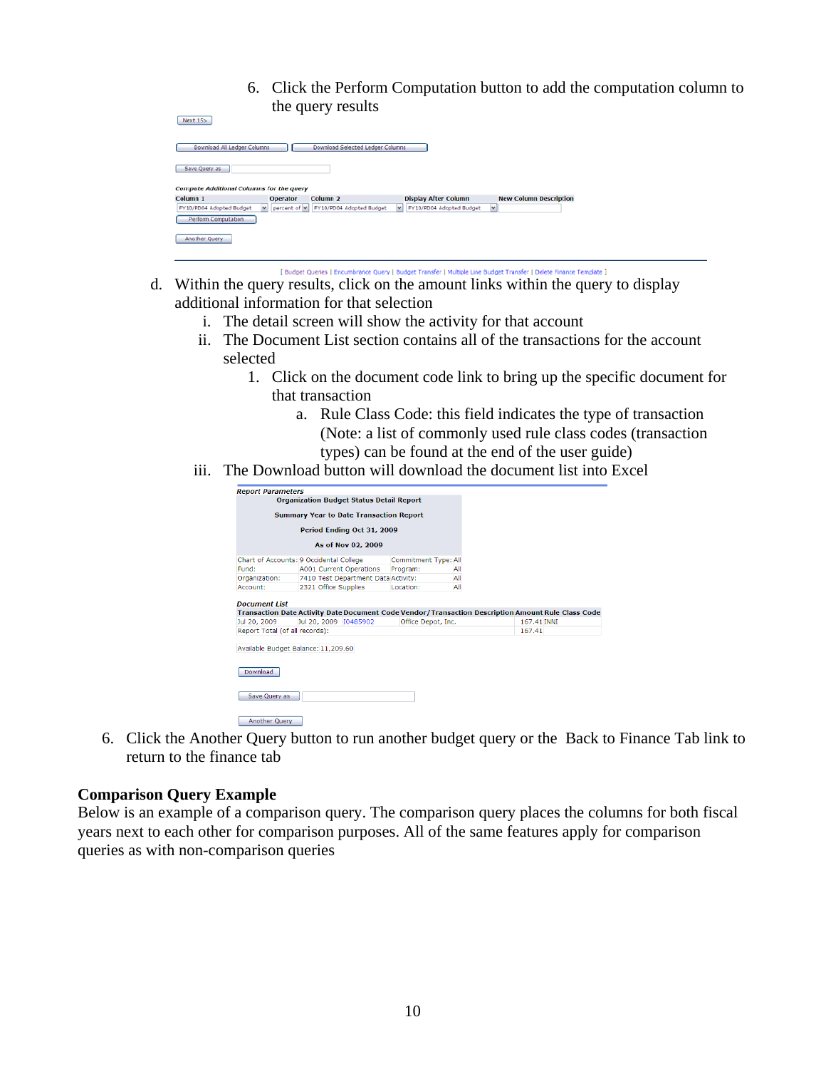6. Click the Perform Computation button to add the computation column to the query results

Next 15>

Download All Ledger Columns | Download Selected Ledger Columns

Save Query as

*Compute Additional Columns for the query*

| Column 1 | Operator | Column 2 | Display After Column | New Column Description |
|---|---|---|---|---|
| FY10/PD04 Adopted Budget | percent of | FY10/PD04 Adopted Budget | FY10/PD04 Adopted Budget | |

Perform Computation

Another Query

[ Budget Queries | Encumbrance Query | Budget Transfer | Multiple Line Budget Transfer | Delete Finance Template ]

d. Within the query results, click on the amount links within the query to display additional information for that selection
   i. The detail screen will show the activity for that account
   ii. The Document List section contains all of the transactions for the account selected
      1. Click on the document code link to bring up the specific document for that transaction
         a. Rule Class Code: this field indicates the type of transaction (Note: a list of commonly used rule class codes (transaction types) can be found at the end of the user guide)
   iii. The Download button will download the document list into Excel

*Report Parameters*

**Organization Budget Status Detail Report**

**Summary Year to Date Transaction Report**

**Period Ending Oct 31, 2009**

**As of Nov 02, 2009**

| | | | |
|---|---|---|---|
| Chart of Accounts: | 9 Occidental College | Commitment Type: | All |
| Fund: | A001 Current Operations | Program: | All |
| Organization: | 7410 Test Department Data | Activity: | All |
| Account: | 2321 Office Supplies | Location: | All |

*Document List*

| Transaction Date | Activity Date | Document Code | Vendor/Transaction Description | Amount | Rule Class Code |
|---|---|---|---|---|---|
| Jul 20, 2009 | Jul 20, 2009 | I0485902 | Office Depot, Inc. | 167.41 | INNI |
| Report Total (of all records): | | | | 167.41 | |

Available Budget Balance: 11,209.60

Download

Save Query as

Another Query

6. Click the Another Query button to run another budget query or the Back to Finance Tab link to return to the finance tab

**Comparison Query Example**

Below is an example of a comparison query. The comparison query places the columns for both fiscal years next to each other for comparison purposes. All of the same features apply for comparison queries as with non-comparison queries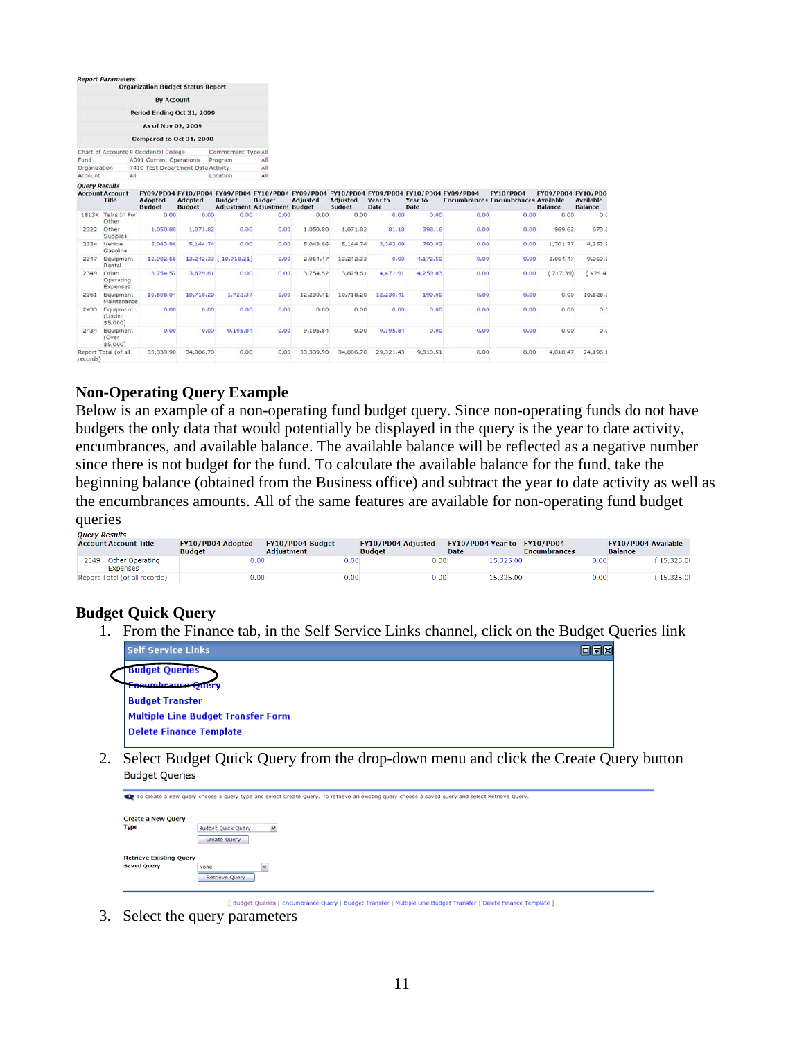Report Parameters

| Organization Budget Status Report | | | |
|---|---|---|---|
| By Account | | | |
| Period Ending Oct 31, 2009 | | | |
| As of Nov 02, 2009 | | | |
| Compared to Oct 31, 2008 | | | |
| Chart of Accounts | 9 Occidental College | Commitment Type | All |
| Fund | A001 Current Operations | Program | All |
| Organization | 7410 Test Department Data | Activity | All |
| Account | All | Location | All |

Query Results

| Account | Account Title | FY09/PD04 Adopted Budget | FY10/PD04 Adopted Budget | FY09/PD04 Budget Adjustment | FY10/PD04 Budget Adjustment | FY09/PD04 Adjusted Budget | FY10/PD04 Adjusted Budget | FY09/PD04 Year to Date | FY10/PD04 Year to Date | FY09/PD04 Encumbrances | FY10/PD04 Encumbrances | FY09/PD04 Available Balance | FY10/PD0 Available Balance |
|---|---|---|---|---|---|---|---|---|---|---|---|---|---|
| 1813X | Tsfrs In For Other | 0.00 | 0.00 | 0.00 | 0.00 | 0.00 | 0.00 | 0.00 | 0.00 | 0.00 | 0.00 | 0.00 | 0.( |
| 2322 | Other Supplies | 1,050.80 | 1,071.82 | 0.00 | 0.00 | 1,050.80 | 1,071.82 | 81.18 | 398.16 | 0.00 | 0.00 | 969.62 | 673.( |
| 2334 | Vehicle Gasoline | 5,043.86 | 5,144.74 | 0.00 | 0.00 | 5,043.86 | 5,144.74 | 3,342.09 | 790.82 | 0.00 | 0.00 | 1,701.77 | 4,353.( |
| 2347 | Equipment Rental | 12,982.68 | 13,242.33 | ( 10,918.21) | 0.00 | 2,064.47 | 13,242.33 | 0.00 | 4,172.50 | 0.00 | 0.00 | 2,064.47 | 9,069.( |
| 2349 | Other Operating Expenses | 3,754.52 | 3,829.61 | 0.00 | 0.00 | 3,754.52 | 3,829.61 | 4,471.91 | 4,259.03 | 0.00 | 0.00 | ( 717.39) | ( 429.4 |
| 2361 | Equipment Maintenance | 10,508.04 | 10,718.20 | 1,722.37 | 0.00 | 12,230.41 | 10,718.20 | 12,230.41 | 190.00 | 0.00 | 0.00 | 0.00 | 10,528.: |
| 2433 | Equipment (Under $5,000) | 0.00 | 0.00 | 0.00 | 0.00 | 0.00 | 0.00 | 0.00 | 0.00 | 0.00 | 0.00 | 0.00 | 0.( |
| 2434 | Equipment (Over $5,000) | 0.00 | 0.00 | 9,195.84 | 0.00 | 9,195.84 | 0.00 | 9,195.84 | 0.00 | 0.00 | 0.00 | 0.00 | 0.( |
| Report Total (of all records) | | 33,339.90 | 34,006.70 | 0.00 | 0.00 | 33,339.90 | 34,006.70 | 29,321.43 | 9,810.51 | 0.00 | 0.00 | 4,018.47 | 24,196.: |

## Non-Operating Query Example

Below is an example of a non-operating fund budget query. Since non-operating funds do not have budgets the only data that would potentially be displayed in the query is the year to date activity, encumbrances, and available balance. The available balance will be reflected as a negative number since there is not budget for the fund. To calculate the available balance for the fund, take the beginning balance (obtained from the Business office) and subtract the year to date activity as well as the encumbrances amounts. All of the same features are available for non-operating fund budget queries

Query Results

| Account | Account Title | FY10/PD04 Adopted Budget | FY10/PD04 Budget Adjustment | FY10/PD04 Adjusted Budget | FY10/PD04 Year to Date | FY10/PD04 Encumbrances | FY10/PD04 Available Balance |
|---|---|---|---|---|---|---|---|
| 2349 | Other Operating Expenses | 0.00 | 0.00 | 0.00 | 15,325.00 | 0.00 | ( 15,325.0( |
| Report Total (of all records) | | 0.00 | 0.00 | 0.00 | 15,325.00 | 0.00 | ( 15,325.0( |

## Budget Quick Query

1. From the Finance tab, in the Self Service Links channel, click on the Budget Queries link

   Self Service Links
   - Budget Queries
   - Encumbrance Query
   - Budget Transfer
   - Multiple Line Budget Transfer Form
   - Delete Finance Template

2. Select Budget Quick Query from the drop-down menu and click the Create Query button

   Budget Queries

   To create a new query choose a query type and select Create Query. To retrieve an existing query choose a saved query and select Retrieve Query.

   Create a New Query
   Type: Budget Quick Query
   [Create Query]

   Retrieve Existing Query
   Saved Query: None
   [Retrieve Query]

   [ Budget Queries | Encumbrance Query | Budget Transfer | Multiple Line Budget Transfer | Delete Finance Template ]

3. Select the query parameters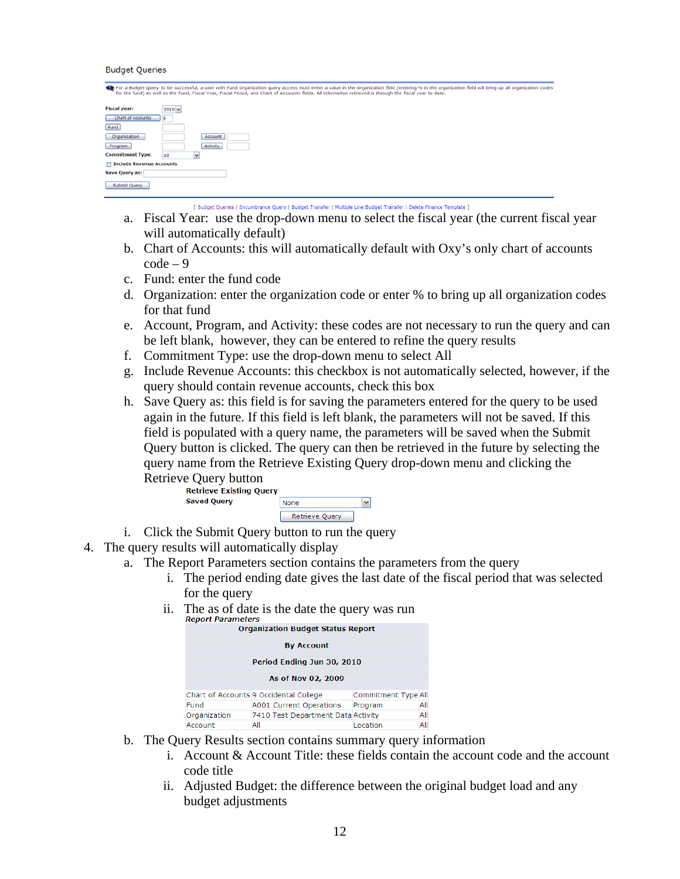Budget Queries

For a Budget Query to be successful, a user with Fund Organization query access must enter a value in the Organization field (entering % in the organization field will bring up all organization codes for the fund) as well as the Fund, Fiscal Year, Fiscal Period, and Chart of Accounts fields. All information retrieved is through the fiscal year to date.

Fiscal year: 2010
Chart of Accounts 9
Fund
Organization Account
Program Activity
Commitment Type: All
Include Revenue Accounts
Save Query as:
Submit Query

[ Budget Queries | Encumbrance Query | Budget Transfer | Multiple Line Budget Transfer | Delete Finance Template ]

a. Fiscal Year: use the drop-down menu to select the fiscal year (the current fiscal year will automatically default)
b. Chart of Accounts: this will automatically default with Oxy's only chart of accounts code – 9
c. Fund: enter the fund code
d. Organization: enter the organization code or enter % to bring up all organization codes for that fund
e. Account, Program, and Activity: these codes are not necessary to run the query and can be left blank, however, they can be entered to refine the query results
f. Commitment Type: use the drop-down menu to select All
g. Include Revenue Accounts: this checkbox is not automatically selected, however, if the query should contain revenue accounts, check this box
h. Save Query as: this field is for saving the parameters entered for the query to be used again in the future. If this field is left blank, the parameters will not be saved. If this field is populated with a query name, the parameters will be saved when the Submit Query button is clicked. The query can then be retrieved in the future by selecting the query name from the Retrieve Existing Query drop-down menu and clicking the Retrieve Query button

**Retrieve Existing Query**
**Saved Query** None
Retrieve Query

i. Click the Submit Query button to run the query

4. The query results will automatically display
   a. The Report Parameters section contains the parameters from the query
      i. The period ending date gives the last date of the fiscal period that was selected for the query
      ii. The as of date is the date the query was run

*Report Parameters*

| Organization Budget Status Report | | | |
|---|---|---|---|
| By Account | | | |
| Period Ending Jun 30, 2010 | | | |
| As of Nov 02, 2009 | | | |
| Chart of Accounts | 9 Occidental College | Commitment Type | All |
| Fund | A001 Current Operations | Program | All |
| Organization | 7410 Test Department Data | Activity | All |
| Account | All | Location | All |

   b. The Query Results section contains summary query information
      i. Account & Account Title: these fields contain the account code and the account code title
      ii. Adjusted Budget: the difference between the original budget load and any budget adjustments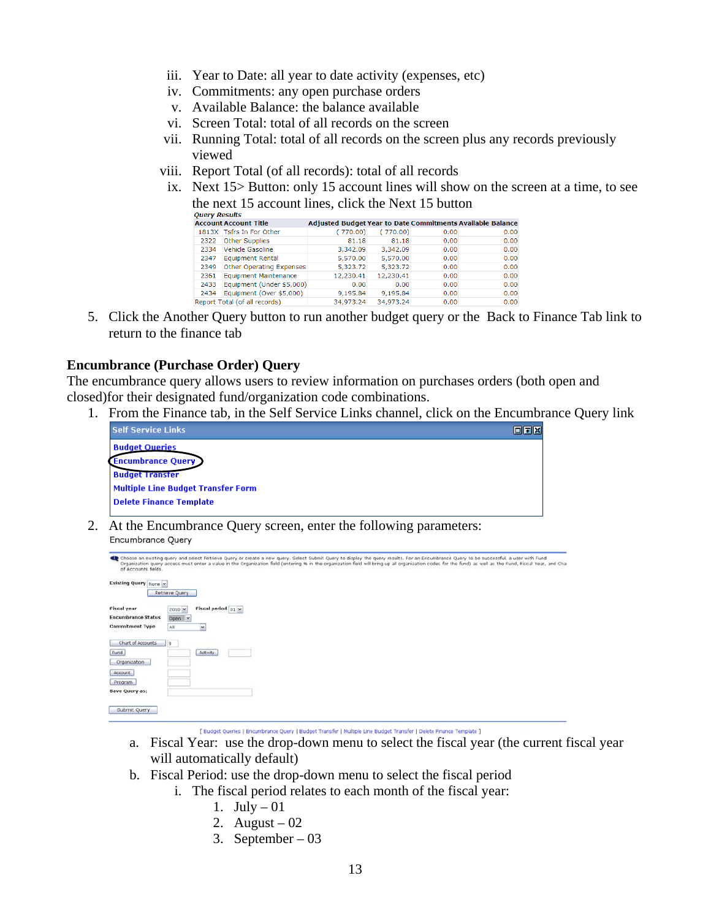iii. Year to Date: all year to date activity (expenses, etc)
iv. Commitments: any open purchase orders
v. Available Balance: the balance available
vi. Screen Total: total of all records on the screen
vii. Running Total: total of all records on the screen plus any records previously viewed
viii. Report Total (of all records): total of all records
ix. Next 15> Button: only 15 account lines will show on the screen at a time, to see the next 15 account lines, click the Next 15 button

*Query Results*

| Account | Account Title | Adjusted Budget | Year to Date | Commitments | Available Balance |
|---|---|---|---|---|---|
| 1813X | Tsfrs In For Other | ( 770.00) | ( 770.00) | 0.00 | 0.00 |
| 2322 | Other Supplies | 81.18 | 81.18 | 0.00 | 0.00 |
| 2334 | Vehicle Gasoline | 3,342.09 | 3,342.09 | 0.00 | 0.00 |
| 2347 | Equipment Rental | 5,570.00 | 5,570.00 | 0.00 | 0.00 |
| 2349 | Other Operating Expenses | 5,323.72 | 5,323.72 | 0.00 | 0.00 |
| 2361 | Equipment Maintenance | 12,230.41 | 12,230.41 | 0.00 | 0.00 |
| 2433 | Equipment (Under $5,000) | 0.00 | 0.00 | 0.00 | 0.00 |
| 2434 | Equipment (Over $5,000) | 9,195.84 | 9,195.84 | 0.00 | 0.00 |
| Report Total (of all records) | | 34,973.24 | 34,973.24 | 0.00 | 0.00 |

5. Click the Another Query button to run another budget query or the Back to Finance Tab link to return to the finance tab

**Encumbrance (Purchase Order) Query**

The encumbrance query allows users to review information on purchases orders (both open and closed)for their designated fund/organization code combinations.

1. From the Finance tab, in the Self Service Links channel, click on the Encumbrance Query link

Self Service Links

- Budget Queries
- Encumbrance Query
- Budget Transfer
- Multiple Line Budget Transfer Form
- Delete Finance Template

2. At the Encumbrance Query screen, enter the following parameters:

Encumbrance Query

Choose an existing query and select Retrieve Query or create a new query. Select Submit Query to display the query results. For an Encumbrance Query to be successful, a user with Fund Organization query access must enter a value in the Organization field (entering % in the organization field will bring up all organization codes for the fund) as well as the Fund, Fiscal Year, and Cha of Accounts fields.

Existing Query: None [Retrieve Query]

Fiscal year: 2010 — Fiscal period: 01
Encumbrance Status: Open
Commitment Type: All

Chart of Accounts: 9
Fund — Activity
Organization
Account
Program
Save Query as:

[Submit Query]

[ Budget Queries | Encumbrance Query | Budget Transfer | Multiple Line Budget Transfer | Delete Finance Template ]

a. Fiscal Year: use the drop-down menu to select the fiscal year (the current fiscal year will automatically default)
b. Fiscal Period: use the drop-down menu to select the fiscal period
   i. The fiscal period relates to each month of the fiscal year:
      1. July – 01
      2. August – 02
      3. September – 03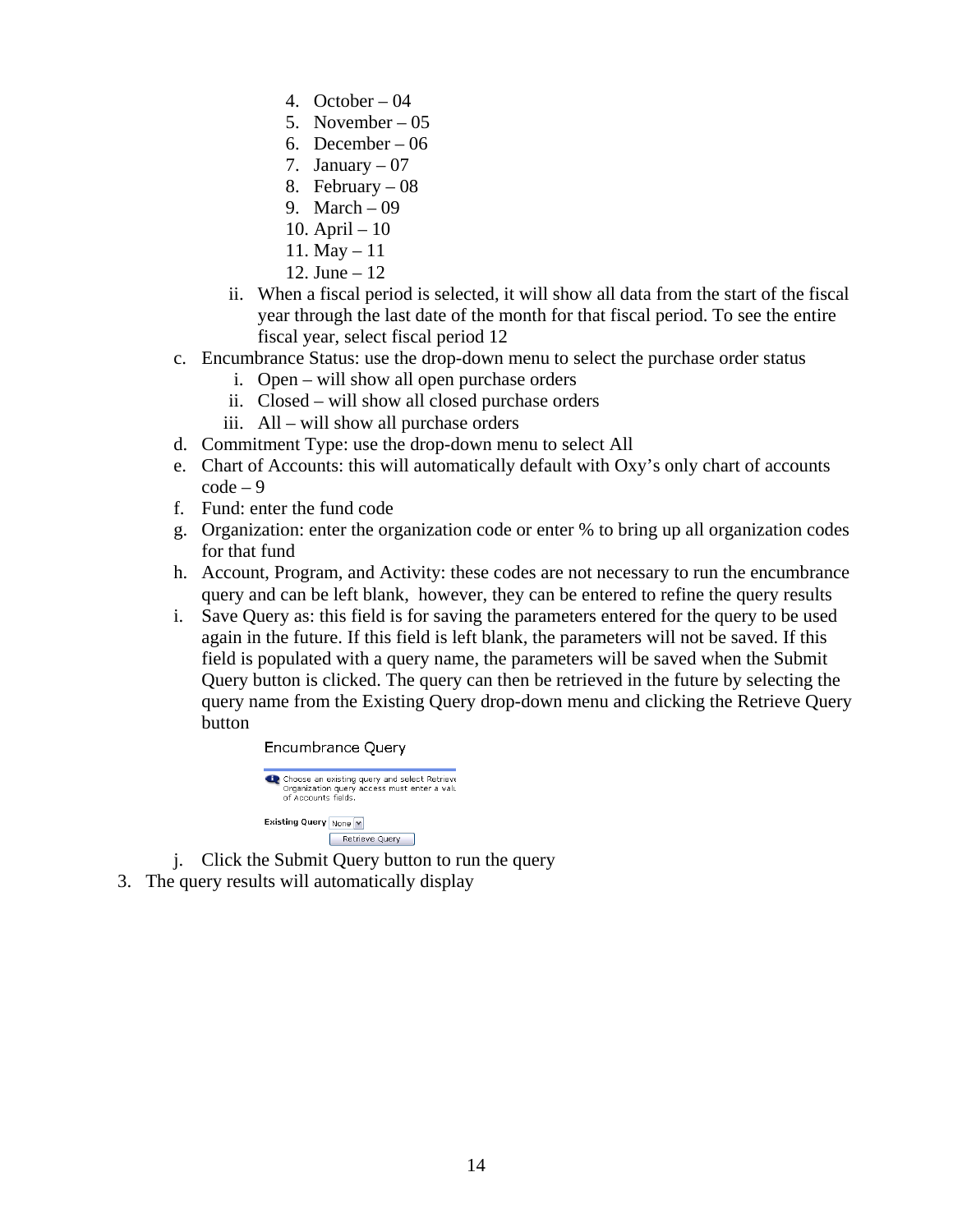4. October – 04
5. November – 05
6. December – 06
7. January – 07
8. February – 08
9. March – 09
10. April – 10
11. May – 11
12. June – 12

   ii. When a fiscal period is selected, it will show all data from the start of the fiscal year through the last date of the month for that fiscal period. To see the entire fiscal year, select fiscal period 12

c. Encumbrance Status: use the drop-down menu to select the purchase order status
   i. Open – will show all open purchase orders
   ii. Closed – will show all closed purchase orders
   iii. All – will show all purchase orders
d. Commitment Type: use the drop-down menu to select All
e. Chart of Accounts: this will automatically default with Oxy's only chart of accounts code – 9
f. Fund: enter the fund code
g. Organization: enter the organization code or enter % to bring up all organization codes for that fund
h. Account, Program, and Activity: these codes are not necessary to run the encumbrance query and can be left blank, however, they can be entered to refine the query results
i. Save Query as: this field is for saving the parameters entered for the query to be used again in the future. If this field is left blank, the parameters will not be saved. If this field is populated with a query name, the parameters will be saved when the Submit Query button is clicked. The query can then be retrieved in the future by selecting the query name from the Existing Query drop-down menu and clicking the Retrieve Query button

   Encumbrance Query

   Choose an existing query and select Retrieve Organization query access must enter a valu of Accounts fields.

   Existing Query None

   Retrieve Query

j. Click the Submit Query button to run the query

3. The query results will automatically display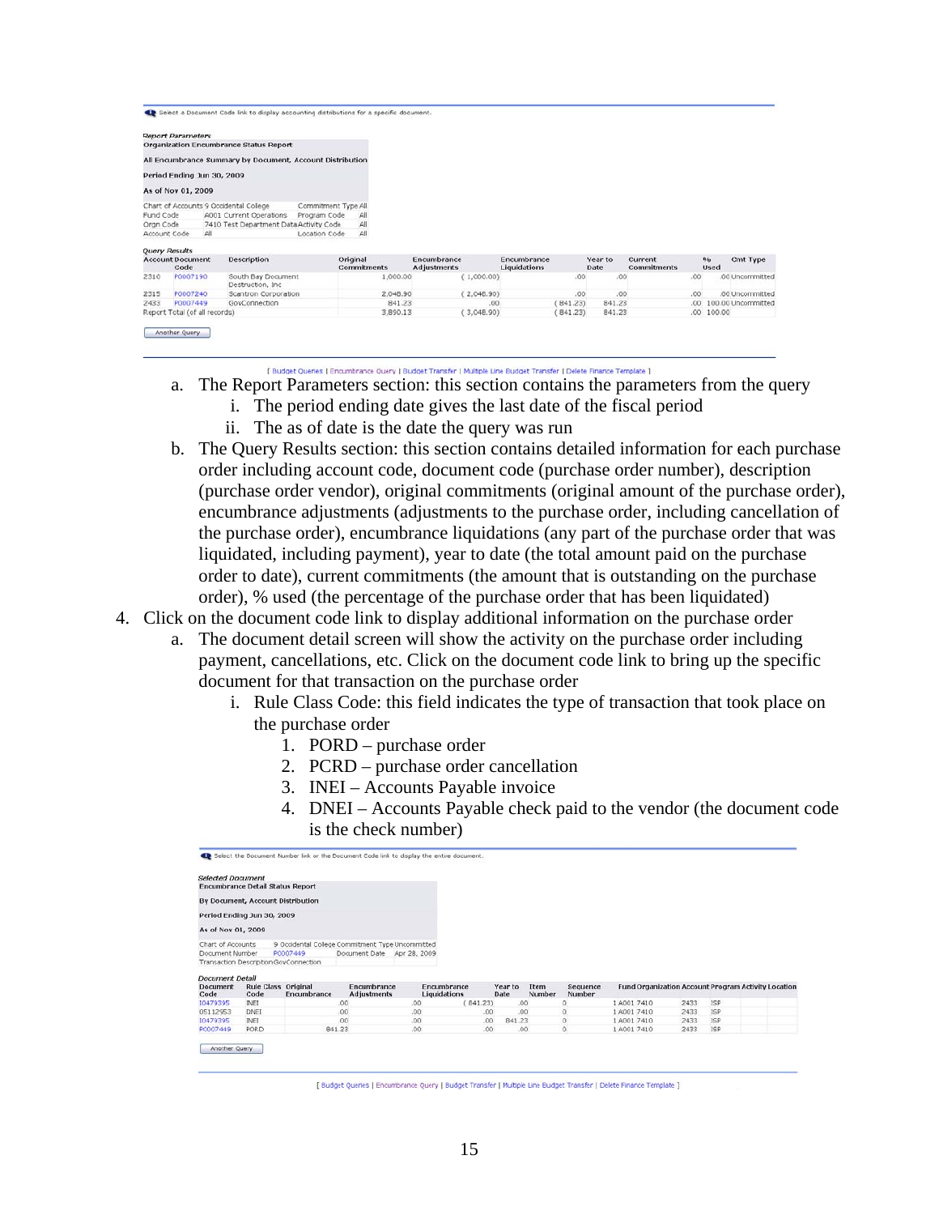Select a Document Code link to display accounting distributions for a specific document.

*Report Parameters*

**Organization Encumbrance Status Report**

**All Encumbrance Summary by Document, Account Distribution**

**Period Ending Jun 30, 2009**

**As of Nov 01, 2009**

| | | | |
|---|---|---|---|
| Chart of Accounts | 9 Occidental College | Commitment Type | All |
| Fund Code | A001 Current Operations | Program Code | All |
| Orgn Code | 7410 Test Department Data | Activity Code | All |
| Account Code | All | Location Code | All |

*Query Results*

| Account | Document Code | Description | Original Commitments | Encumbrance Adjustments | Encumbrance Liquidations | Year to Date | Current Commitments | % Used | Cmt Type |
|---|---|---|---|---|---|---|---|---|---|
| 2310 | P0007190 | South Bay Document Destruction, Inc | 1,000.00 | ( 1,000.00) | .00 | .00 | .00 | .00 | Uncommitted |
| 2315 | P0007240 | Scantron Corporation | 2,048.90 | ( 2,048.90) | .00 | .00 | .00 | .00 | Uncommitted |
| 2433 | P0007449 | GovConnection | 841.23 | .00 | ( 841.23) | 841.23 | .00 | 100.00 | Uncommitted |
| Report Total (of all records) | | | 3,890.13 | ( 3,048.90) | ( 841.23) | 841.23 | .00 | 100.00 | |

Another Query

[ Budget Queries | Encumbrance Query | Budget Transfer | Multiple Line Budget Transfer | Delete Finance Template ]

a. The Report Parameters section: this section contains the parameters from the query
   i. The period ending date gives the last date of the fiscal period
   ii. The as of date is the date the query was run
b. The Query Results section: this section contains detailed information for each purchase order including account code, document code (purchase order number), description (purchase order vendor), original commitments (original amount of the purchase order), encumbrance adjustments (adjustments to the purchase order, including cancellation of the purchase order), encumbrance liquidations (any part of the purchase order that was liquidated, including payment), year to date (the total amount paid on the purchase order to date), current commitments (the amount that is outstanding on the purchase order), % used (the percentage of the purchase order that has been liquidated)

4. Click on the document code link to display additional information on the purchase order
   a. The document detail screen will show the activity on the purchase order including payment, cancellations, etc. Click on the document code link to bring up the specific document for that transaction on the purchase order
      i. Rule Class Code: this field indicates the type of transaction that took place on the purchase order
         1. PORD – purchase order
         2. PCRD – purchase order cancellation
         3. INEI – Accounts Payable invoice
         4. DNEI – Accounts Payable check paid to the vendor (the document code is the check number)

Select the Document Number link or the Document Code link to display the entire document.

*Selected Document*

**Encumbrance Detail Status Report**

**By Document, Account Distribution**

**Period Ending Jun 30, 2009**

**As of Nov 01, 2009**

| | | | |
|---|---|---|---|
| Chart of Accounts | 9 Occidental College | Commitment Type | Uncommitted |
| Document Number | P0007449 | Document Date | Apr 28, 2009 |
| Transaction Description | GovConnection | | |

*Document Detail*

| Document Code | Rule Class Code | Original Encumbrance | Encumbrance Adjustments | Encumbrance Liquidations | Year to Date | Item Number | Sequence Number | Fund | Organization | Account | Program | Activity | Location |
|---|---|---|---|---|---|---|---|---|---|---|---|---|---|
| I0479395 | INEI | .00 | .00 | ( 841.23) | .00 | 0 | 1 | A001 | 7410 | 2433 | ISP | | |
| 05112953 | DNEI | .00 | .00 | .00 | .00 | 0 | 1 | A001 | 7410 | 2433 | ISP | | |
| I0479395 | INEI | .00 | .00 | .00 | 841.23 | 0 | 1 | A001 | 7410 | 2433 | ISP | | |
| P0007449 | PORD | 841.23 | .00 | .00 | .00 | 0 | 1 | A001 | 7410 | 2433 | ISP | | |

Another Query

[ Budget Queries | Encumbrance Query | Budget Transfer | Multiple Line Budget Transfer | Delete Finance Template ]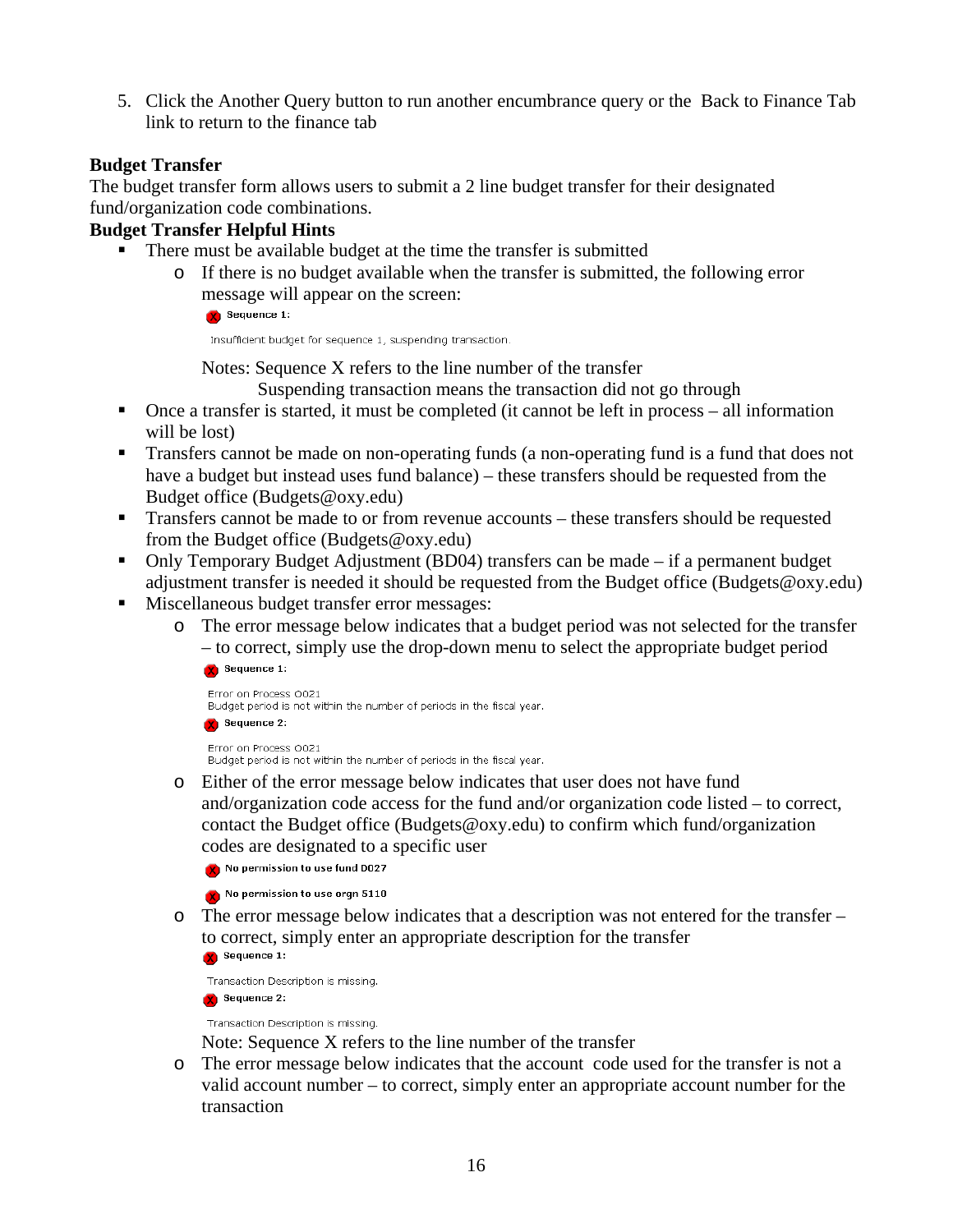5. Click the Another Query button to run another encumbrance query or the Back to Finance Tab link to return to the finance tab

**Budget Transfer**

The budget transfer form allows users to submit a 2 line budget transfer for their designated fund/organization code combinations.

**Budget Transfer Helpful Hints**

- There must be available budget at the time the transfer is submitted
  - If there is no budget available when the transfer is submitted, the following error message will appear on the screen:

    Sequence 1:

    Insufficient budget for sequence 1, suspending transaction.

    Notes: Sequence X refers to the line number of the transfer
    Suspending transaction means the transaction did not go through
- Once a transfer is started, it must be completed (it cannot be left in process – all information will be lost)
- Transfers cannot be made on non-operating funds (a non-operating fund is a fund that does not have a budget but instead uses fund balance) – these transfers should be requested from the Budget office (Budgets@oxy.edu)
- Transfers cannot be made to or from revenue accounts – these transfers should be requested from the Budget office (Budgets@oxy.edu)
- Only Temporary Budget Adjustment (BD04) transfers can be made – if a permanent budget adjustment transfer is needed it should be requested from the Budget office (Budgets@oxy.edu)
- Miscellaneous budget transfer error messages:
  - The error message below indicates that a budget period was not selected for the transfer – to correct, simply use the drop-down menu to select the appropriate budget period

    Sequence 1:

    Error on Process 0021
    Budget period is not within the number of periods in the fiscal year.

    Sequence 2:

    Error on Process 0021
    Budget period is not within the number of periods in the fiscal year.
  - Either of the error message below indicates that user does not have fund and/organization code access for the fund and/or organization code listed – to correct, contact the Budget office (Budgets@oxy.edu) to confirm which fund/organization codes are designated to a specific user

    No permission to use fund D027

    No permission to use orgn 5110
  - The error message below indicates that a description was not entered for the transfer – to correct, simply enter an appropriate description for the transfer

    Sequence 1:

    Transaction Description is missing.

    Sequence 2:

    Transaction Description is missing.

    Note: Sequence X refers to the line number of the transfer
  - The error message below indicates that the account code used for the transfer is not a valid account number – to correct, simply enter an appropriate account number for the transaction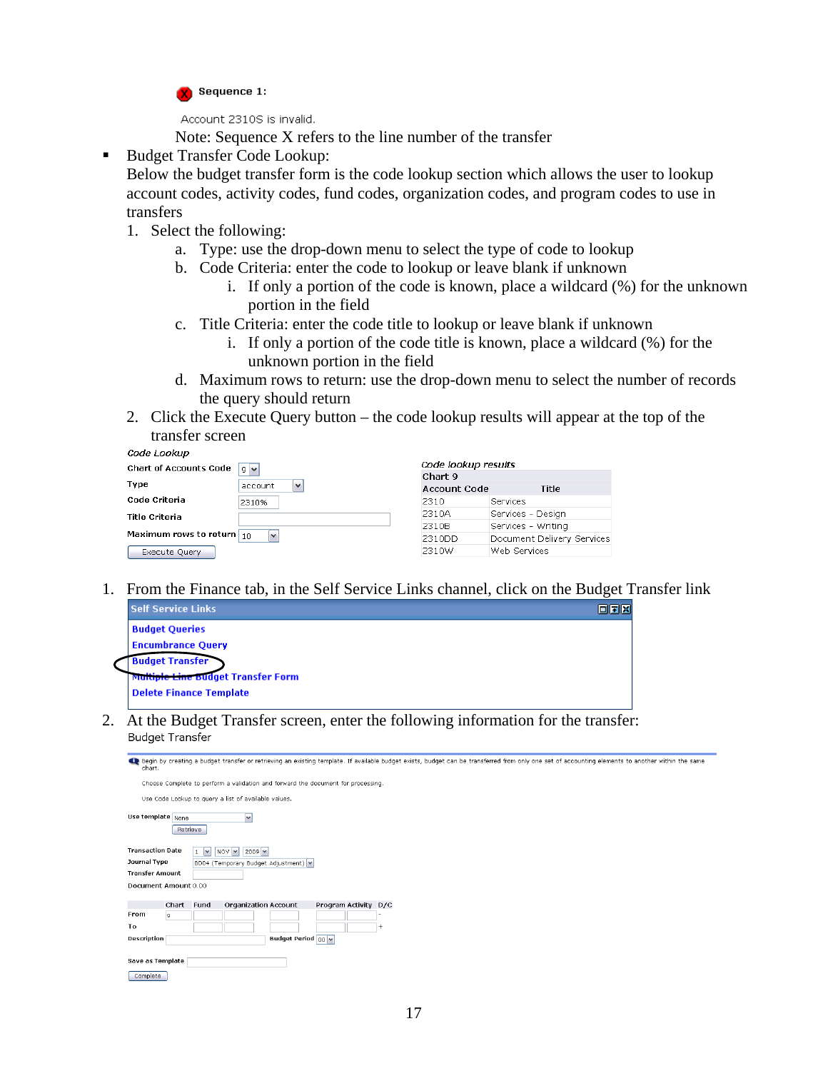Sequence 1:

Account 2310S is invalid.

Note: Sequence X refers to the line number of the transfer

- Budget Transfer Code Lookup:
  Below the budget transfer form is the code lookup section which allows the user to lookup account codes, activity codes, fund codes, organization codes, and program codes to use in transfers
  1. Select the following:
     a. Type: use the drop-down menu to select the type of code to lookup
     b. Code Criteria: enter the code to lookup or leave blank if unknown
        i. If only a portion of the code is known, place a wildcard (%) for the unknown portion in the field
     c. Title Criteria: enter the code title to lookup or leave blank if unknown
        i. If only a portion of the code title is known, place a wildcard (%) for the unknown portion in the field
     d. Maximum rows to return: use the drop-down menu to select the number of records the query should return
  2. Click the Execute Query button – the code lookup results will appear at the top of the transfer screen

*Code Lookup*

Chart of Accounts Code: 9
Type: account
Code Criteria: 2310%
Title Criteria:
Maximum rows to return: 10
Execute Query

*Code lookup results*

Chart 9

| Account Code | Title |
| --- | --- |
| 2310 | Services |
| 2310A | Services - Design |
| 2310B | Services - Writing |
| 2310DD | Document Delivery Services |
| 2310W | Web Services |

1. From the Finance tab, in the Self Service Links channel, click on the Budget Transfer link

Self Service Links
- Budget Queries
- Encumbrance Query
- Budget Transfer
- Multiple Line Budget Transfer Form
- Delete Finance Template

2. At the Budget Transfer screen, enter the following information for the transfer:

Budget Transfer

Begin by creating a budget transfer or retrieving an existing template. If available budget exists, budget can be transferred from only one set of accounting elements to another within the same chart.

Choose Complete to perform a validation and forward the document for processing.

Use Code Lookup to query a list of available values.

Use template: None
Retrieve

Transaction Date: 1 NOV 2009
Journal Type: BD04 (Temporary Budget Adjustment)
Transfer Amount:
Document Amount: 0.00

| | Chart | Fund | Organization | Account | Program | Activity | D/C |
| --- | --- | --- | --- | --- | --- | --- | --- |
| From | 9 | | | | | | - |
| To | | | | | | | + |

Description: Budget Period: 00

Save as Template:

Complete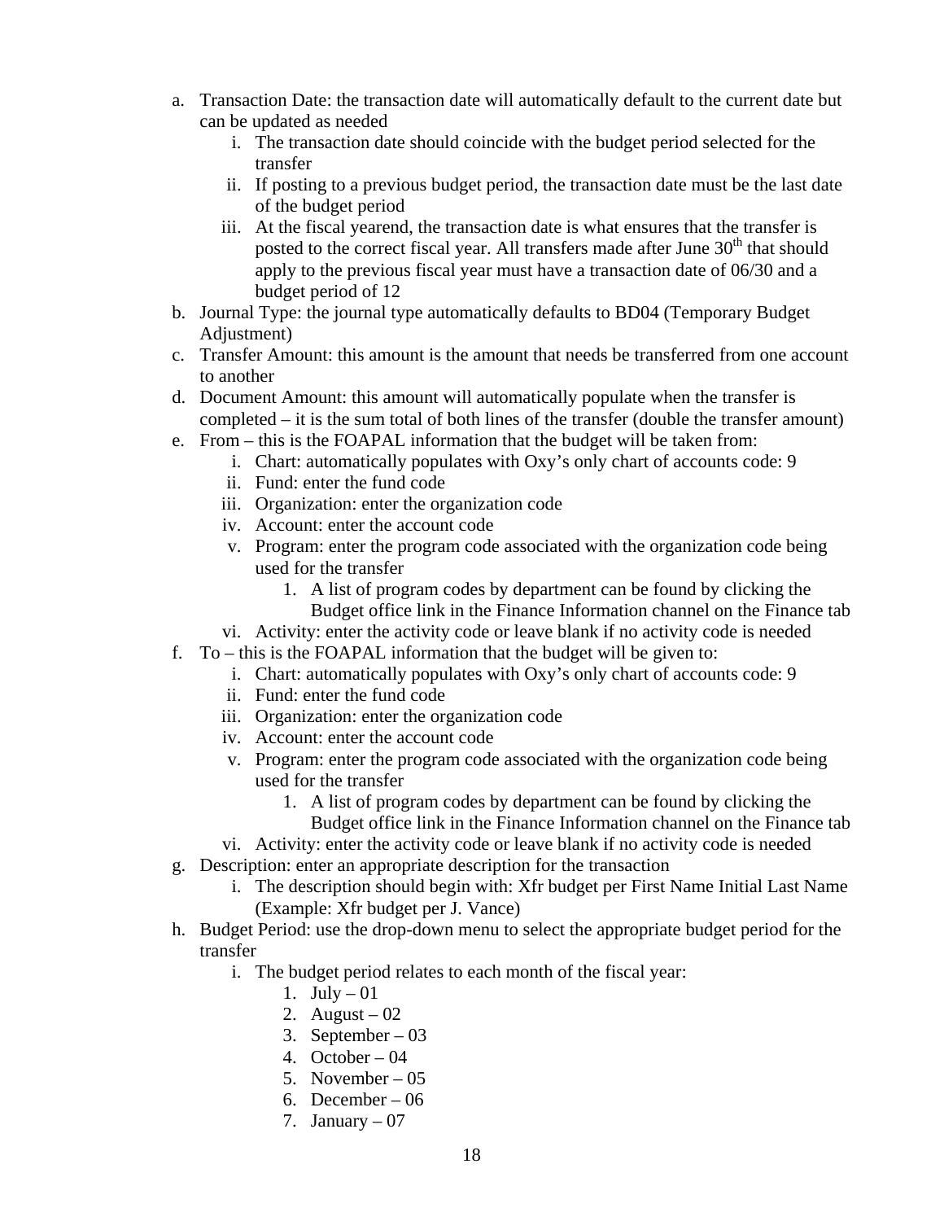a. Transaction Date: the transaction date will automatically default to the current date but can be updated as needed
    i. The transaction date should coincide with the budget period selected for the transfer
    ii. If posting to a previous budget period, the transaction date must be the last date of the budget period
    iii. At the fiscal yearend, the transaction date is what ensures that the transfer is posted to the correct fiscal year. All transfers made after June 30th that should apply to the previous fiscal year must have a transaction date of 06/30 and a budget period of 12
b. Journal Type: the journal type automatically defaults to BD04 (Temporary Budget Adjustment)
c. Transfer Amount: this amount is the amount that needs be transferred from one account to another
d. Document Amount: this amount will automatically populate when the transfer is completed – it is the sum total of both lines of the transfer (double the transfer amount)
e. From – this is the FOAPAL information that the budget will be taken from:
    i. Chart: automatically populates with Oxy's only chart of accounts code: 9
    ii. Fund: enter the fund code
    iii. Organization: enter the organization code
    iv. Account: enter the account code
    v. Program: enter the program code associated with the organization code being used for the transfer
        1. A list of program codes by department can be found by clicking the Budget office link in the Finance Information channel on the Finance tab
    vi. Activity: enter the activity code or leave blank if no activity code is needed
f. To – this is the FOAPAL information that the budget will be given to:
    i. Chart: automatically populates with Oxy's only chart of accounts code: 9
    ii. Fund: enter the fund code
    iii. Organization: enter the organization code
    iv. Account: enter the account code
    v. Program: enter the program code associated with the organization code being used for the transfer
        1. A list of program codes by department can be found by clicking the Budget office link in the Finance Information channel on the Finance tab
    vi. Activity: enter the activity code or leave blank if no activity code is needed
g. Description: enter an appropriate description for the transaction
    i. The description should begin with: Xfr budget per First Name Initial Last Name (Example: Xfr budget per J. Vance)
h. Budget Period: use the drop-down menu to select the appropriate budget period for the transfer
    i. The budget period relates to each month of the fiscal year:
        1. July – 01
        2. August – 02
        3. September – 03
        4. October – 04
        5. November – 05
        6. December – 06
        7. January – 07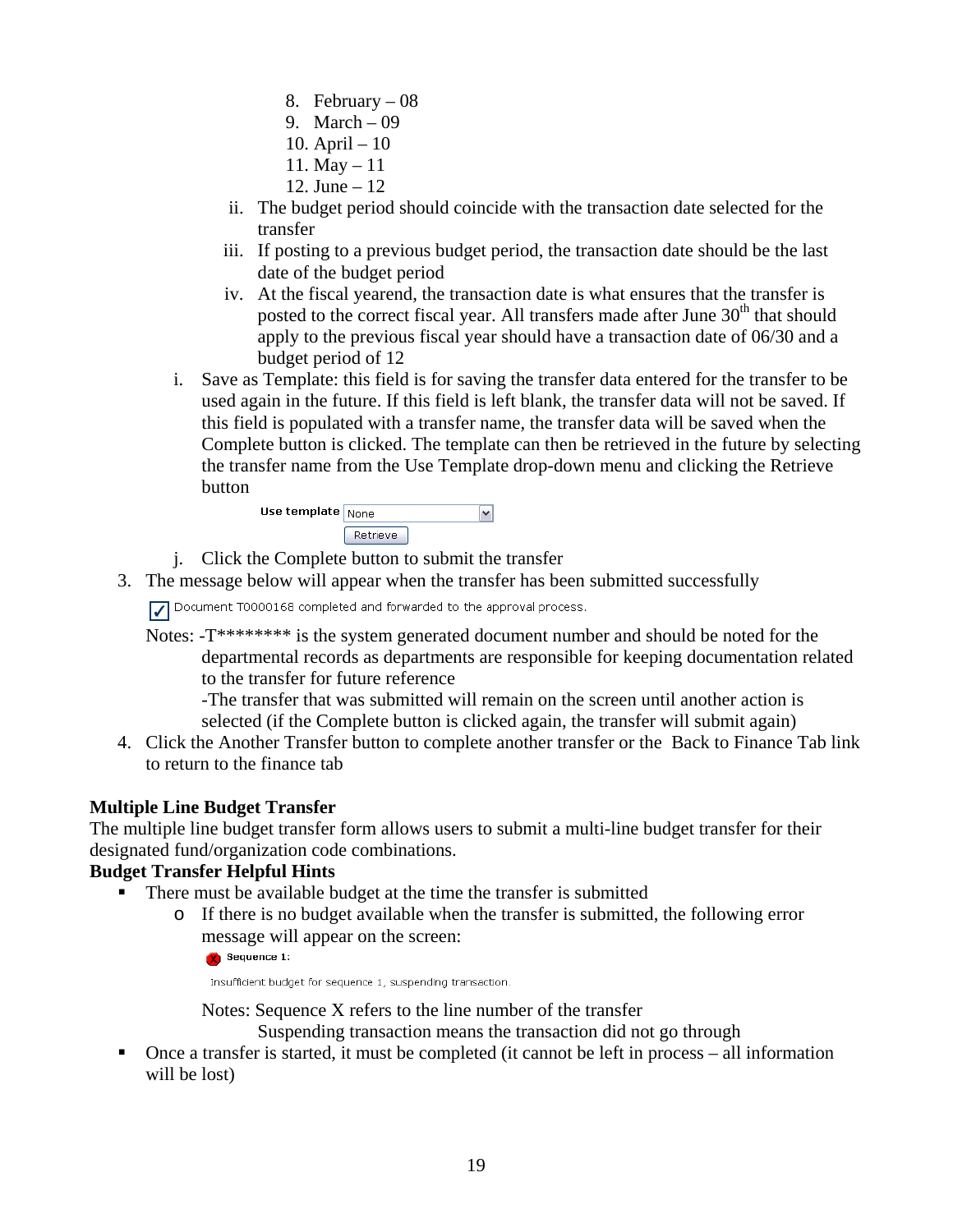8. February – 08
9. March – 09
10. April – 10
11. May – 11
12. June – 12

ii. The budget period should coincide with the transaction date selected for the transfer

iii. If posting to a previous budget period, the transaction date should be the last date of the budget period

iv. At the fiscal yearend, the transaction date is what ensures that the transfer is posted to the correct fiscal year. All transfers made after June 30th that should apply to the previous fiscal year should have a transaction date of 06/30 and a budget period of 12

i. Save as Template: this field is for saving the transfer data entered for the transfer to be used again in the future. If this field is left blank, the transfer data will not be saved. If this field is populated with a transfer name, the transfer data will be saved when the Complete button is clicked. The template can then be retrieved in the future by selecting the transfer name from the Use Template drop-down menu and clicking the Retrieve button

Use template [None] [Retrieve]

j. Click the Complete button to submit the transfer

3. The message below will appear when the transfer has been submitted successfully

Document T0000168 completed and forwarded to the approval process.

Notes: -T******** is the system generated document number and should be noted for the departmental records as departments are responsible for keeping documentation related to the transfer for future reference

-The transfer that was submitted will remain on the screen until another action is selected (if the Complete button is clicked again, the transfer will submit again)

4. Click the Another Transfer button to complete another transfer or the Back to Finance Tab link to return to the finance tab

**Multiple Line Budget Transfer**

The multiple line budget transfer form allows users to submit a multi-line budget transfer for their designated fund/organization code combinations.

**Budget Transfer Helpful Hints**

- There must be available budget at the time the transfer is submitted
    - If there is no budget available when the transfer is submitted, the following error message will appear on the screen:

      Sequence 1:

      Insufficient budget for sequence 1, suspending transaction.

      Notes: Sequence X refers to the line number of the transfer
      Suspending transaction means the transaction did not go through
- Once a transfer is started, it must be completed (it cannot be left in process – all information will be lost)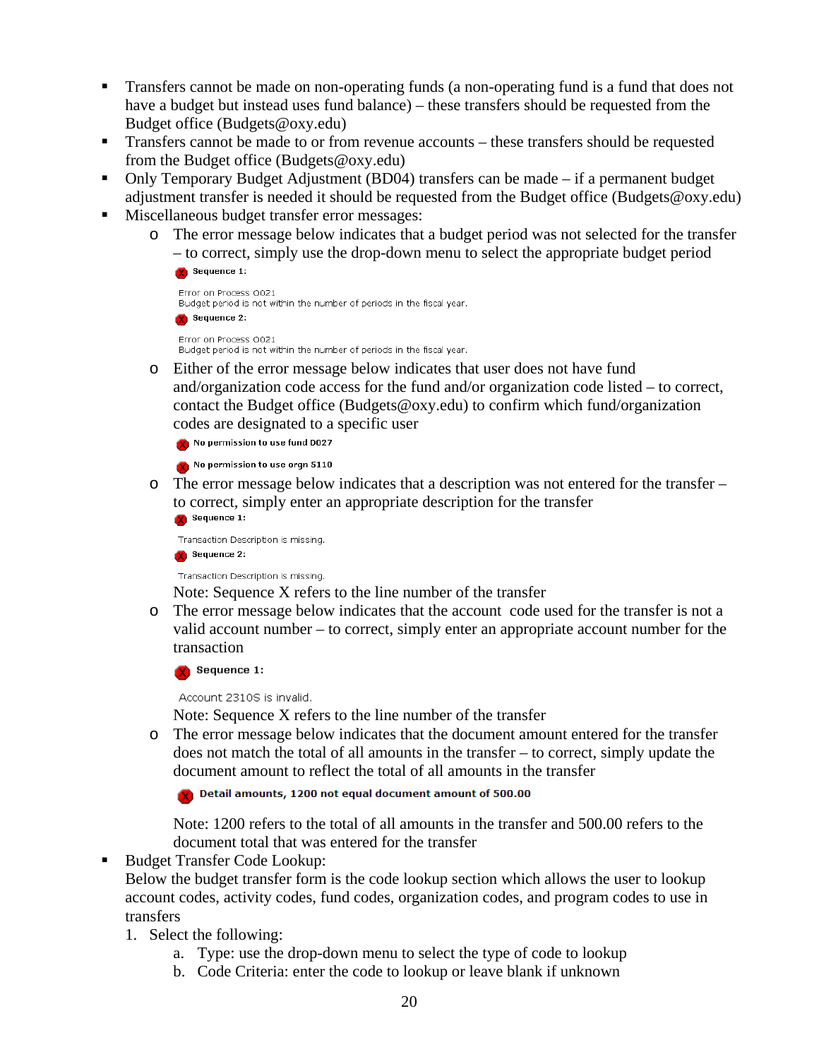- Transfers cannot be made on non-operating funds (a non-operating fund is a fund that does not have a budget but instead uses fund balance) – these transfers should be requested from the Budget office (Budgets@oxy.edu)
- Transfers cannot be made to or from revenue accounts – these transfers should be requested from the Budget office (Budgets@oxy.edu)
- Only Temporary Budget Adjustment (BD04) transfers can be made – if a permanent budget adjustment transfer is needed it should be requested from the Budget office (Budgets@oxy.edu)
- Miscellaneous budget transfer error messages:
  - The error message below indicates that a budget period was not selected for the transfer – to correct, simply use the drop-down menu to select the appropriate budget period

    **Sequence 1:**

    Error on Process 0021
    Budget period is not within the number of periods in the fiscal year.

    **Sequence 2:**

    Error on Process 0021
    Budget period is not within the number of periods in the fiscal year.

  - Either of the error message below indicates that user does not have fund and/organization code access for the fund and/or organization code listed – to correct, contact the Budget office (Budgets@oxy.edu) to confirm which fund/organization codes are designated to a specific user

    **No permission to use fund D027**

    **No permission to use orgn 5110**

  - The error message below indicates that a description was not entered for the transfer – to correct, simply enter an appropriate description for the transfer

    **Sequence 1:**

    Transaction Description is missing.

    **Sequence 2:**

    Transaction Description is missing.

    Note: Sequence X refers to the line number of the transfer
  - The error message below indicates that the account code used for the transfer is not a valid account number – to correct, simply enter an appropriate account number for the transaction

    **Sequence 1:**

    Account 2310S is invalid.

    Note: Sequence X refers to the line number of the transfer
  - The error message below indicates that the document amount entered for the transfer does not match the total of all amounts in the transfer – to correct, simply update the document amount to reflect the total of all amounts in the transfer

    **Detail amounts, 1200 not equal document amount of 500.00**

    Note: 1200 refers to the total of all amounts in the transfer and 500.00 refers to the document total that was entered for the transfer
- Budget Transfer Code Lookup:
  Below the budget transfer form is the code lookup section which allows the user to lookup account codes, activity codes, fund codes, organization codes, and program codes to use in transfers
  1. Select the following:
     a. Type: use the drop-down menu to select the type of code to lookup
     b. Code Criteria: enter the code to lookup or leave blank if unknown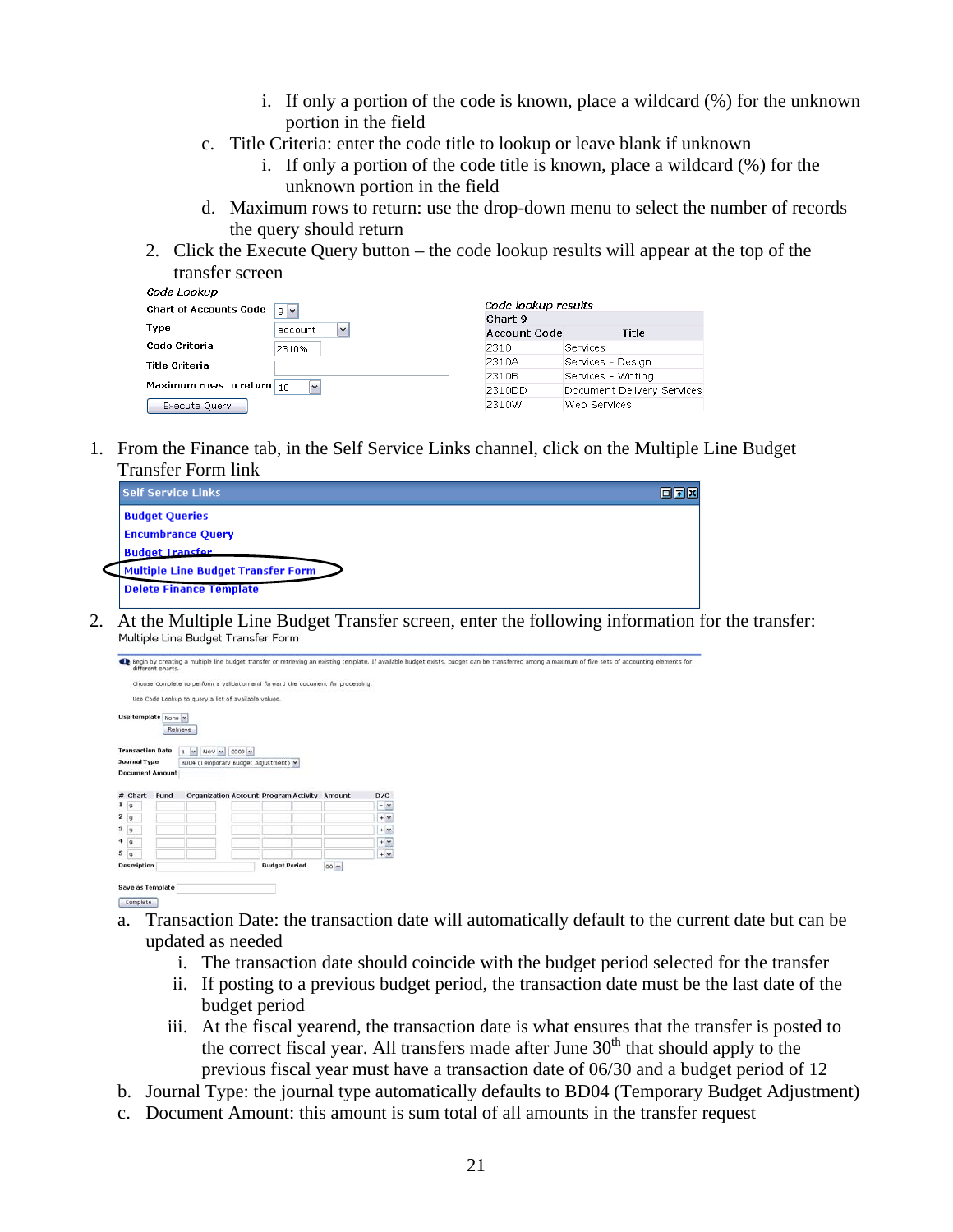i. If only a portion of the code is known, place a wildcard (%) for the unknown portion in the field

   c. Title Criteria: enter the code title to lookup or leave blank if unknown

      i. If only a portion of the code title is known, place a wildcard (%) for the unknown portion in the field

   d. Maximum rows to return: use the drop-down menu to select the number of records the query should return

2. Click the Execute Query button – the code lookup results will appear at the top of the transfer screen

*Code Lookup*

Chart of Accounts Code: 9
Type: account
Code Criteria: 2310%
Title Criteria:
Maximum rows to return: 10
Execute Query

*Code lookup results*

| Chart 9 | |
|---|---|
| Account Code | Title |
| 2310 | Services |
| 2310A | Services - Design |
| 2310B | Services - Writing |
| 2310DD | Document Delivery Services |
| 2310W | Web Services |

1. From the Finance tab, in the Self Service Links channel, click on the Multiple Line Budget Transfer Form link

**Self Service Links**

- Budget Queries
- Encumbrance Query
- Budget Transfer
- Multiple Line Budget Transfer Form
- Delete Finance Template

2. At the Multiple Line Budget Transfer screen, enter the following information for the transfer:

Multiple Line Budget Transfer Form

Begin by creating a multiple line budget transfer or retrieving an existing template. If available budget exists, budget can be transferred among a maximum of five sets of accounting elements for different charts.

Choose Complete to perform a validation and forward the document for processing.

Use Code Lookup to query a list of available values.

Use template: None
Retrieve

Transaction Date: 1 NOV 2009
Journal Type: BD04 (Temporary Budget Adjustment)
Document Amount

| # | Chart | Fund | Organization | Account | Program | Activity | Amount | D/C |
|---|---|---|---|---|---|---|---|---|
| 1 | 9 | | | | | | | - |
| 2 | 9 | | | | | | | + |
| 3 | 9 | | | | | | | + |
| 4 | 9 | | | | | | | + |
| 5 | 9 | | | | | | | + |

Description
Budget Period: 00

Save as Template

Complete

   a. Transaction Date: the transaction date will automatically default to the current date but can be updated as needed

      i. The transaction date should coincide with the budget period selected for the transfer

      ii. If posting to a previous budget period, the transaction date must be the last date of the budget period

      iii. At the fiscal yearend, the transaction date is what ensures that the transfer is posted to the correct fiscal year. All transfers made after June 30th that should apply to the previous fiscal year must have a transaction date of 06/30 and a budget period of 12

   b. Journal Type: the journal type automatically defaults to BD04 (Temporary Budget Adjustment)

   c. Document Amount: this amount is sum total of all amounts in the transfer request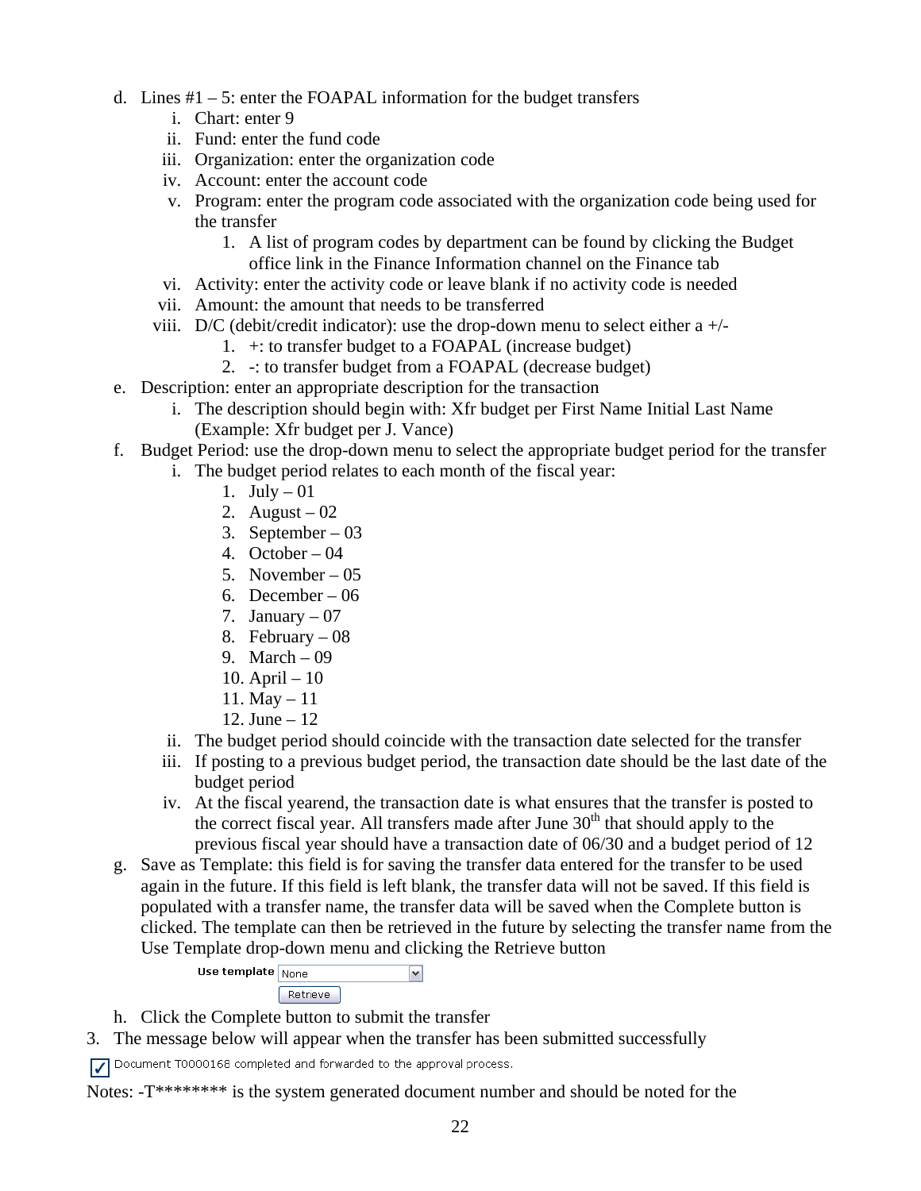d. Lines #1 – 5: enter the FOAPAL information for the budget transfers
   i. Chart: enter 9
   ii. Fund: enter the fund code
   iii. Organization: enter the organization code
   iv. Account: enter the account code
   v. Program: enter the program code associated with the organization code being used for the transfer
      1. A list of program codes by department can be found by clicking the Budget office link in the Finance Information channel on the Finance tab
   vi. Activity: enter the activity code or leave blank if no activity code is needed
   vii. Amount: the amount that needs to be transferred
   viii. D/C (debit/credit indicator): use the drop-down menu to select either a +/-
      1. +: to transfer budget to a FOAPAL (increase budget)
      2. -: to transfer budget from a FOAPAL (decrease budget)

e. Description: enter an appropriate description for the transaction
   i. The description should begin with: Xfr budget per First Name Initial Last Name (Example: Xfr budget per J. Vance)

f. Budget Period: use the drop-down menu to select the appropriate budget period for the transfer
   i. The budget period relates to each month of the fiscal year:
      1. July – 01
      2. August – 02
      3. September – 03
      4. October – 04
      5. November – 05
      6. December – 06
      7. January – 07
      8. February – 08
      9. March – 09
      10. April – 10
      11. May – 11
      12. June – 12
   ii. The budget period should coincide with the transaction date selected for the transfer
   iii. If posting to a previous budget period, the transaction date should be the last date of the budget period
   iv. At the fiscal yearend, the transaction date is what ensures that the transfer is posted to the correct fiscal year. All transfers made after June 30th that should apply to the previous fiscal year should have a transaction date of 06/30 and a budget period of 12

g. Save as Template: this field is for saving the transfer data entered for the transfer to be used again in the future. If this field is left blank, the transfer data will not be saved. If this field is populated with a transfer name, the transfer data will be saved when the Complete button is clicked. The template can then be retrieved in the future by selecting the transfer name from the Use Template drop-down menu and clicking the Retrieve button

   Use template [None] [Retrieve]

h. Click the Complete button to submit the transfer

3. The message below will appear when the transfer has been submitted successfully

✓ Document T0000168 completed and forwarded to the approval process.

Notes: -T******** is the system generated document number and should be noted for the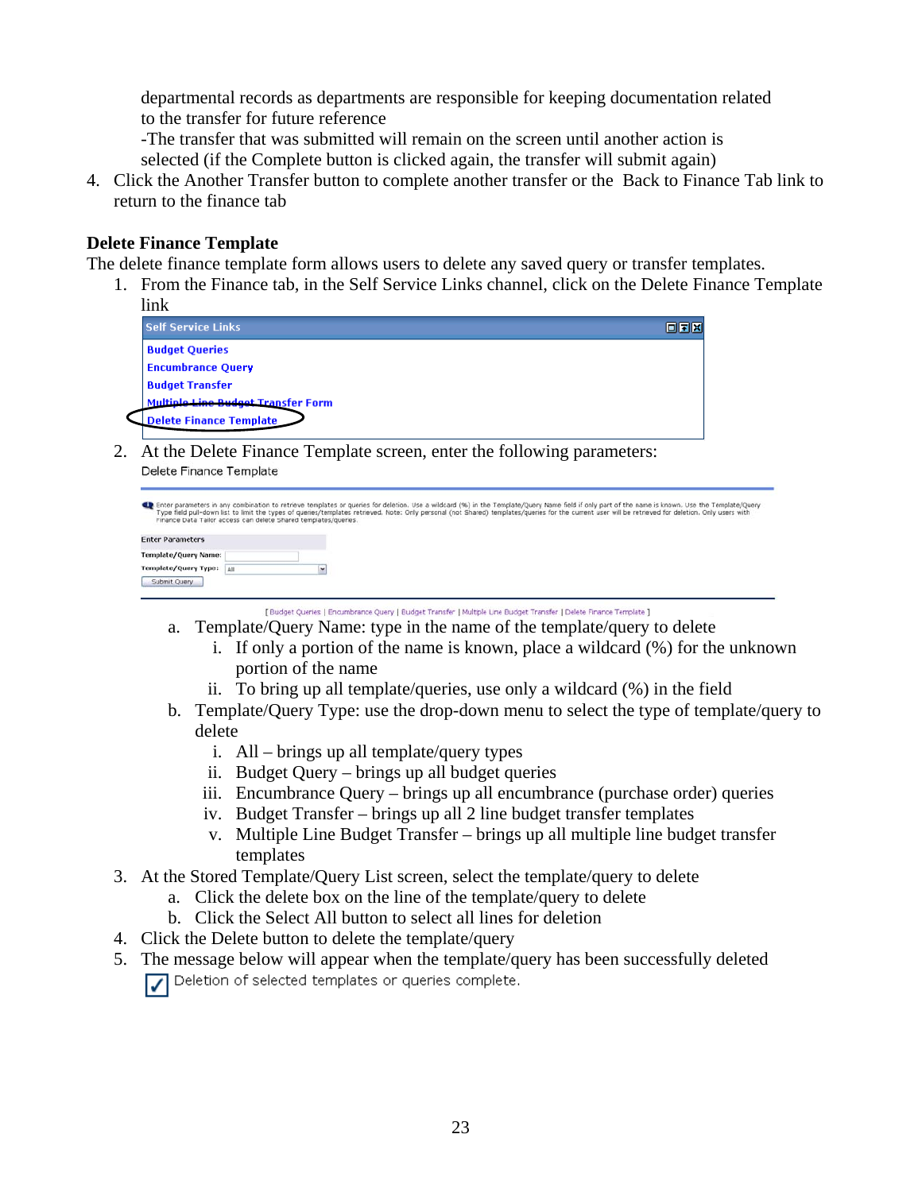departmental records as departments are responsible for keeping documentation related to the transfer for future reference
-The transfer that was submitted will remain on the screen until another action is selected (if the Complete button is clicked again, the transfer will submit again)

4. Click the Another Transfer button to complete another transfer or the Back to Finance Tab link to return to the finance tab

**Delete Finance Template**

The delete finance template form allows users to delete any saved query or transfer templates.

1. From the Finance tab, in the Self Service Links channel, click on the Delete Finance Template link

   Self Service Links
   - Budget Queries
   - Encumbrance Query
   - Budget Transfer
   - Multiple Line Budget Transfer Form
   - Delete Finance Template

2. At the Delete Finance Template screen, enter the following parameters:

   Delete Finance Template

   Enter parameters in any combination to retrieve templates or queries for deletion. Use a wildcard (%) in the Template/Query Name field if only part of the name is known. Use the Template/Query Type field pull-down list to limit the types of queries/templates retrieved. Note: Only personal (not Shared) templates/queries for the current user will be retrieved for deletion. Only users with Finance Data Tailor access can delete Shared templates/queries.

   Enter Parameters
   Template/Query Name:
   Template/Query Type: All
   Submit Query

   [ Budget Queries | Encumbrance Query | Budget Transfer | Multiple Line Budget Transfer | Delete Finance Template ]

   a. Template/Query Name: type in the name of the template/query to delete
      i. If only a portion of the name is known, place a wildcard (%) for the unknown portion of the name
      ii. To bring up all template/queries, use only a wildcard (%) in the field
   b. Template/Query Type: use the drop-down menu to select the type of template/query to delete
      i. All – brings up all template/query types
      ii. Budget Query – brings up all budget queries
      iii. Encumbrance Query – brings up all encumbrance (purchase order) queries
      iv. Budget Transfer – brings up all 2 line budget transfer templates
      v. Multiple Line Budget Transfer – brings up all multiple line budget transfer templates

3. At the Stored Template/Query List screen, select the template/query to delete
   a. Click the delete box on the line of the template/query to delete
   b. Click the Select All button to select all lines for deletion
4. Click the Delete button to delete the template/query
5. The message below will appear when the template/query has been successfully deleted

   ✓ Deletion of selected templates or queries complete.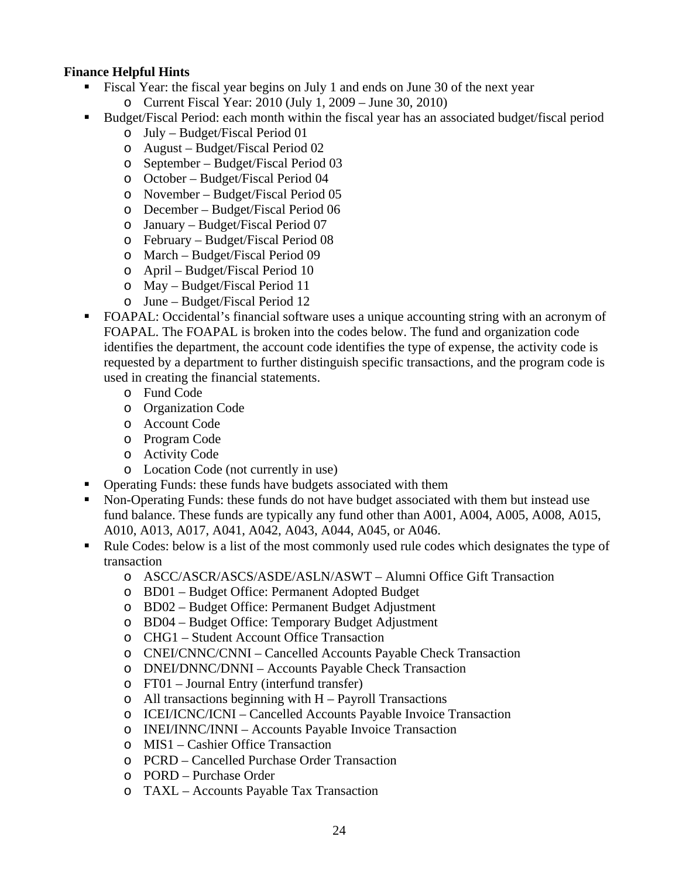**Finance Helpful Hints**

- Fiscal Year: the fiscal year begins on July 1 and ends on June 30 of the next year
    - Current Fiscal Year: 2010 (July 1, 2009 – June 30, 2010)
- Budget/Fiscal Period: each month within the fiscal year has an associated budget/fiscal period
    - July – Budget/Fiscal Period 01
    - August – Budget/Fiscal Period 02
    - September – Budget/Fiscal Period 03
    - October – Budget/Fiscal Period 04
    - November – Budget/Fiscal Period 05
    - December – Budget/Fiscal Period 06
    - January – Budget/Fiscal Period 07
    - February – Budget/Fiscal Period 08
    - March – Budget/Fiscal Period 09
    - April – Budget/Fiscal Period 10
    - May – Budget/Fiscal Period 11
    - June – Budget/Fiscal Period 12
- FOAPAL: Occidental's financial software uses a unique accounting string with an acronym of FOAPAL. The FOAPAL is broken into the codes below. The fund and organization code identifies the department, the account code identifies the type of expense, the activity code is requested by a department to further distinguish specific transactions, and the program code is used in creating the financial statements.
    - Fund Code
    - Organization Code
    - Account Code
    - Program Code
    - Activity Code
    - Location Code (not currently in use)
- Operating Funds: these funds have budgets associated with them
- Non-Operating Funds: these funds do not have budget associated with them but instead use fund balance. These funds are typically any fund other than A001, A004, A005, A008, A015, A010, A013, A017, A041, A042, A043, A044, A045, or A046.
- Rule Codes: below is a list of the most commonly used rule codes which designates the type of transaction
    - ASCC/ASCR/ASCS/ASDE/ASLN/ASWT – Alumni Office Gift Transaction
    - BD01 – Budget Office: Permanent Adopted Budget
    - BD02 – Budget Office: Permanent Budget Adjustment
    - BD04 – Budget Office: Temporary Budget Adjustment
    - CHG1 – Student Account Office Transaction
    - CNEI/CNNC/CNNI – Cancelled Accounts Payable Check Transaction
    - DNEI/DNNC/DNNI – Accounts Payable Check Transaction
    - FT01 – Journal Entry (interfund transfer)
    - All transactions beginning with H – Payroll Transactions
    - ICEI/ICNC/ICNI – Cancelled Accounts Payable Invoice Transaction
    - INEI/INNC/INNI – Accounts Payable Invoice Transaction
    - MIS1 – Cashier Office Transaction
    - PCRD – Cancelled Purchase Order Transaction
    - PORD – Purchase Order
    - TAXL – Accounts Payable Tax Transaction